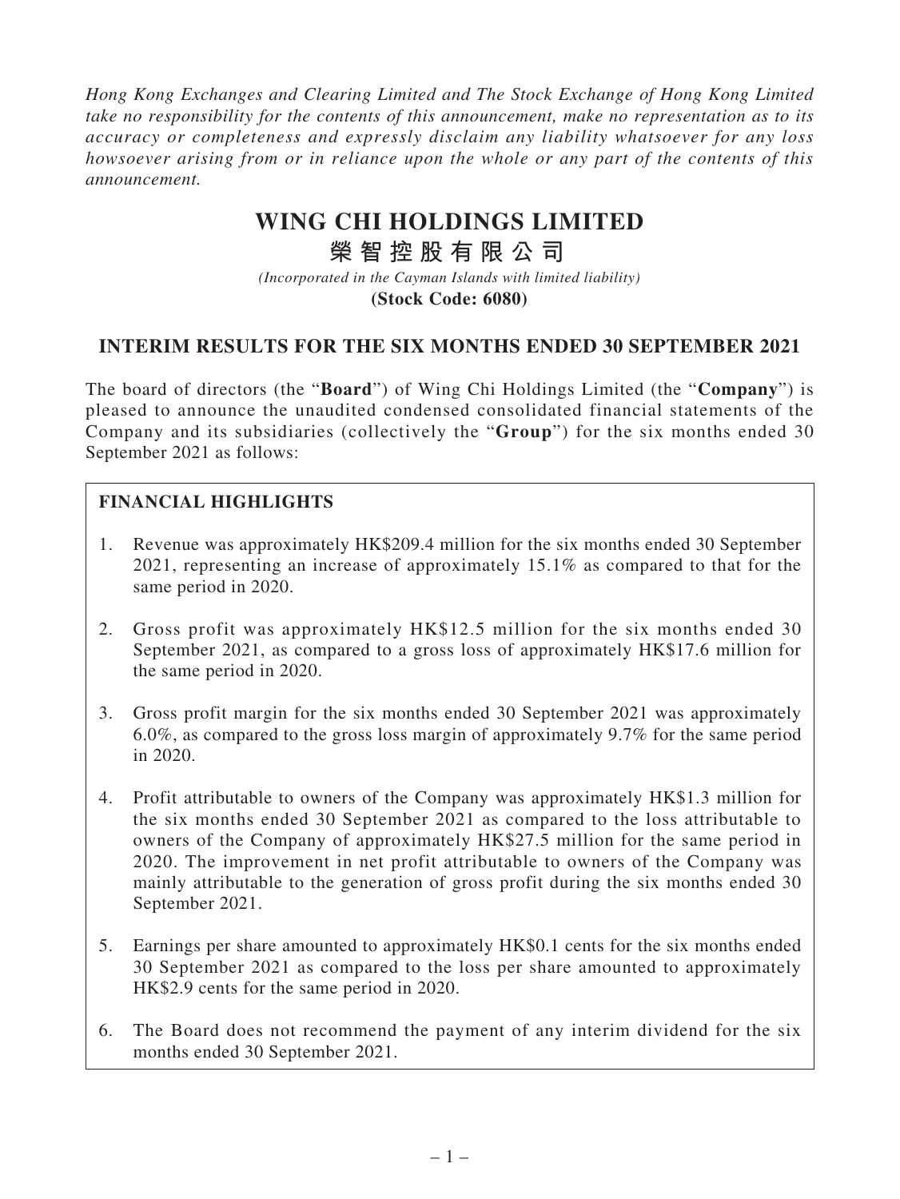*Hong Kong Exchanges and Clearing Limited and The Stock Exchange of Hong Kong Limited take no responsibility for the contents of this announcement, make no representation as to its accuracy or completeness and expressly disclaim any liability whatsoever for any loss howsoever arising from or in reliance upon the whole or any part of the contents of this announcement.*

# WING CHI HOLDINGS LIMITED

# 榮智控股有限公司

*(Incorporated in the Cayman Islands with limited liability)*

**(Stock Code: 6080)**

## INTERIM RESULTS FOR THE SIX MONTHS ENDED 30 SEPTEMBER 2021

The board of directors (the "**Board**") of Wing Chi Holdings Limited (the "**Company**") is pleased to announce the unaudited condensed consolidated financial statements of the Company and its subsidiaries (collectively the "**Group**") for the six months ended 30 September 2021 as follows:

### FINANCIAL HIGHLIGHTS

1. Revenue was approximately HK$209.4 million for the six months ended 30 September 2021, representing an increase of approximately 15.1% as compared to that for the same period in 2020.
2. Gross profit was approximately HK$12.5 million for the six months ended 30 September 2021, as compared to a gross loss of approximately HK$17.6 million for the same period in 2020.
3. Gross profit margin for the six months ended 30 September 2021 was approximately 6.0%, as compared to the gross loss margin of approximately 9.7% for the same period in 2020.
4. Profit attributable to owners of the Company was approximately HK$1.3 million for the six months ended 30 September 2021 as compared to the loss attributable to owners of the Company of approximately HK$27.5 million for the same period in 2020. The improvement in net profit attributable to owners of the Company was mainly attributable to the generation of gross profit during the six months ended 30 September 2021.
5. Earnings per share amounted to approximately HK$0.1 cents for the six months ended 30 September 2021 as compared to the loss per share amounted to approximately HK$2.9 cents for the same period in 2020.
6. The Board does not recommend the payment of any interim dividend for the six months ended 30 September 2021.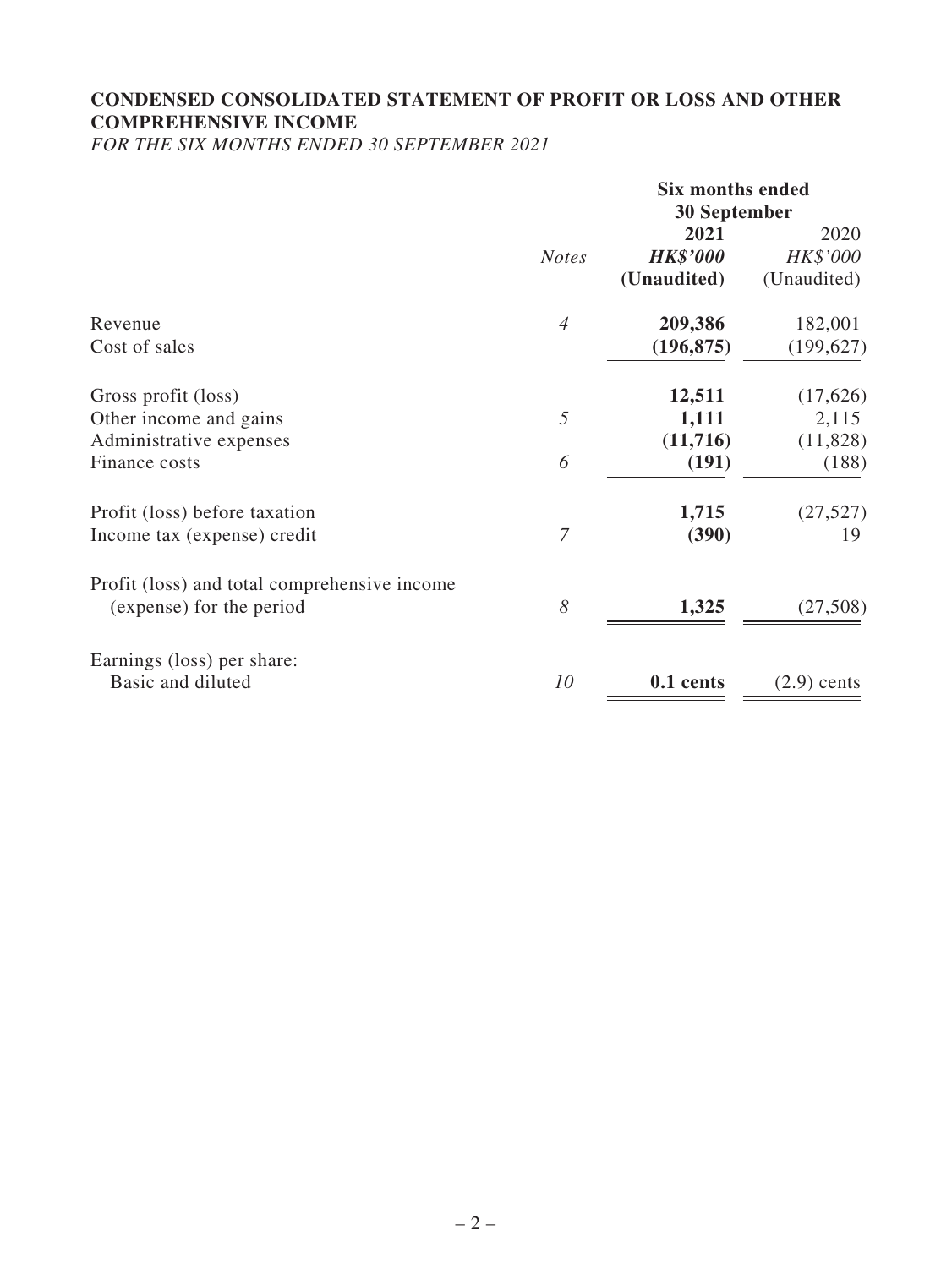## CONDENSED CONSOLIDATED STATEMENT OF PROFIT OR LOSS AND OTHER COMPREHENSIVE INCOME

*FOR THE SIX MONTHS ENDED 30 SEPTEMBER 2021*

| | | Six months ended 30 September | |
|---|---|---|---|
| | *Notes* | **2021** | 2020 |
| | | ***HK$'000*** | *HK$'000* |
| | | **(Unaudited)** | (Unaudited) |
| Revenue | *4* | **209,386** | 182,001 |
| Cost of sales | | **(196,875)** | (199,627) |
| Gross profit (loss) | | **12,511** | (17,626) |
| Other income and gains | *5* | **1,111** | 2,115 |
| Administrative expenses | | **(11,716)** | (11,828) |
| Finance costs | *6* | **(191)** | (188) |
| Profit (loss) before taxation | | **1,715** | (27,527) |
| Income tax (expense) credit | *7* | **(390)** | 19 |
| Profit (loss) and total comprehensive income (expense) for the period | *8* | **1,325** | (27,508) |
| Earnings (loss) per share: | | | |
| Basic and diluted | *10* | **0.1 cents** | (2.9) cents |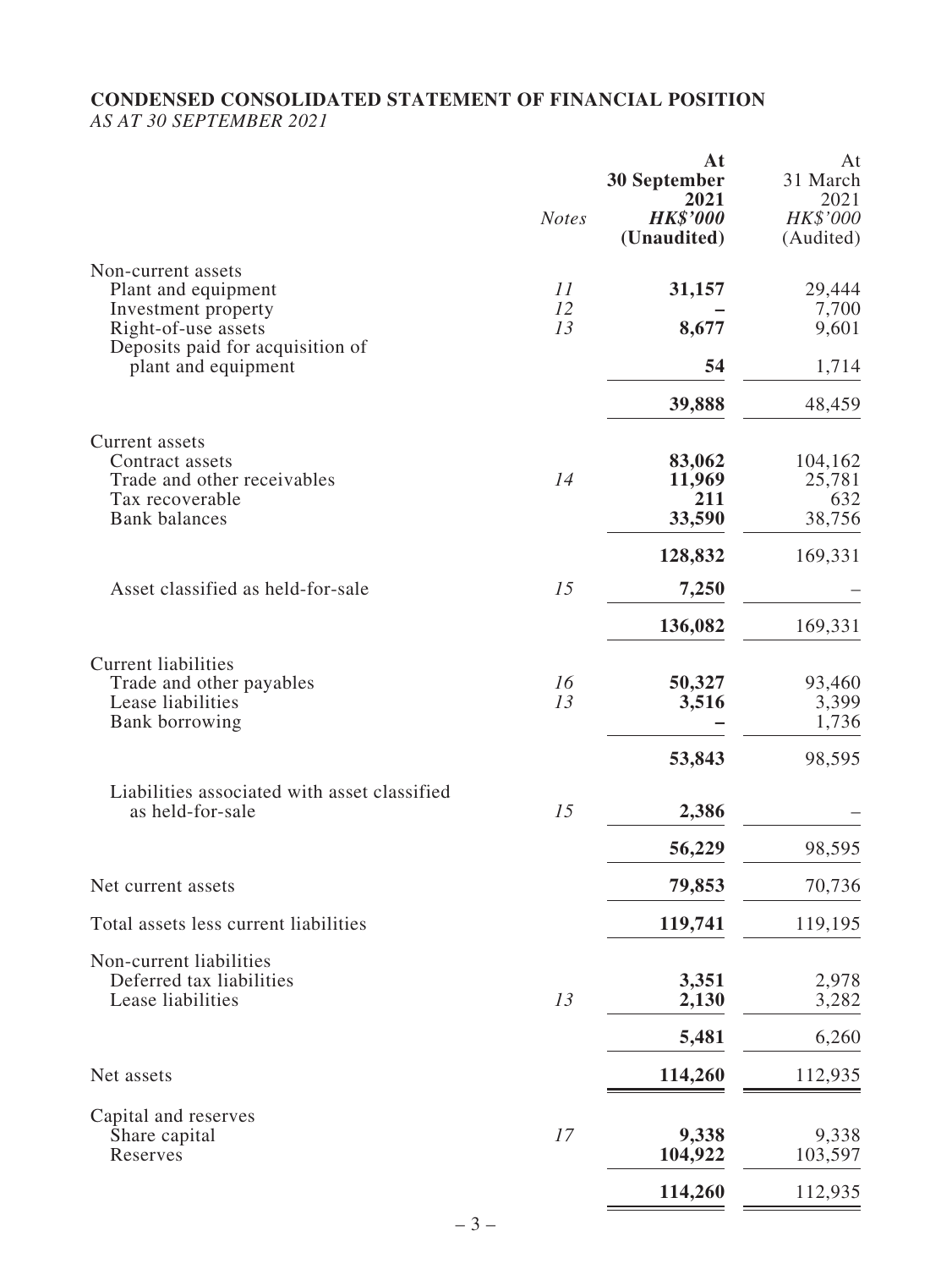# CONDENSED CONSOLIDATED STATEMENT OF FINANCIAL POSITION

*AS AT 30 SEPTEMBER 2021*

| | *Notes* | **At 30 September 2021 *HK$'000* (Unaudited)** | At 31 March 2021 *HK$'000* (Audited) |
|---|---|---|---|
| Non-current assets | | | |
| Plant and equipment | *11* | **31,157** | 29,444 |
| Investment property | *12* | **–** | 7,700 |
| Right-of-use assets | *13* | **8,677** | 9,601 |
| Deposits paid for acquisition of plant and equipment | | **54** | 1,714 |
| | | **39,888** | 48,459 |
| Current assets | | | |
| Contract assets | | **83,062** | 104,162 |
| Trade and other receivables | *14* | **11,969** | 25,781 |
| Tax recoverable | | **211** | 632 |
| Bank balances | | **33,590** | 38,756 |
| | | **128,832** | 169,331 |
| Asset classified as held-for-sale | *15* | **7,250** | – |
| | | **136,082** | 169,331 |
| Current liabilities | | | |
| Trade and other payables | *16* | **50,327** | 93,460 |
| Lease liabilities | *13* | **3,516** | 3,399 |
| Bank borrowing | | **–** | 1,736 |
| | | **53,843** | 98,595 |
| Liabilities associated with asset classified as held-for-sale | *15* | **2,386** | – |
| | | **56,229** | 98,595 |
| Net current assets | | **79,853** | 70,736 |
| Total assets less current liabilities | | **119,741** | 119,195 |
| Non-current liabilities | | | |
| Deferred tax liabilities | | **3,351** | 2,978 |
| Lease liabilities | *13* | **2,130** | 3,282 |
| | | **5,481** | 6,260 |
| Net assets | | **114,260** | 112,935 |
| Capital and reserves | | | |
| Share capital | *17* | **9,338** | 9,338 |
| Reserves | | **104,922** | 103,597 |
| | | **114,260** | 112,935 |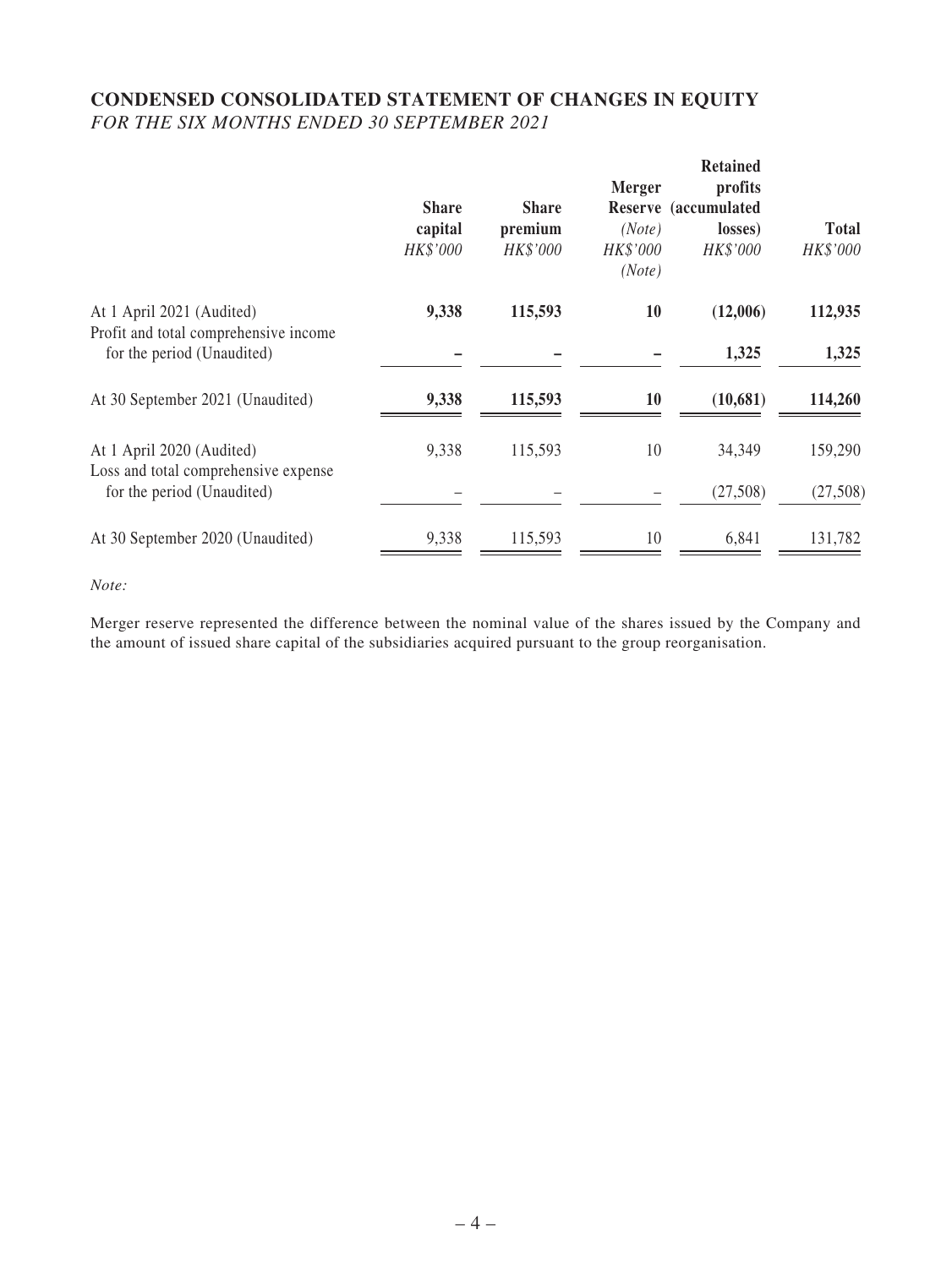## CONDENSED CONSOLIDATED STATEMENT OF CHANGES IN EQUITY

*FOR THE SIX MONTHS ENDED 30 SEPTEMBER 2021*

| | Share capital | Share premium | Merger Reserve (Note) | Retained profits (accumulated losses) | Total |
|---|---|---|---|---|---|
| | *HK$'000* | *HK$'000* | *HK$'000* *(Note)* | *HK$'000* | *HK$'000* |
| At 1 April 2021 (Audited) | **9,338** | **115,593** | **10** | **(12,006)** | **112,935** |
| Profit and total comprehensive income for the period (Unaudited) | **–** | **–** | **–** | **1,325** | **1,325** |
| At 30 September 2021 (Unaudited) | **9,338** | **115,593** | **10** | **(10,681)** | **114,260** |
| At 1 April 2020 (Audited) | 9,338 | 115,593 | 10 | 34,349 | 159,290 |
| Loss and total comprehensive expense for the period (Unaudited) | – | – | – | (27,508) | (27,508) |
| At 30 September 2020 (Unaudited) | 9,338 | 115,593 | 10 | 6,841 | 131,782 |

*Note:*

Merger reserve represented the difference between the nominal value of the shares issued by the Company and the amount of issued share capital of the subsidiaries acquired pursuant to the group reorganisation.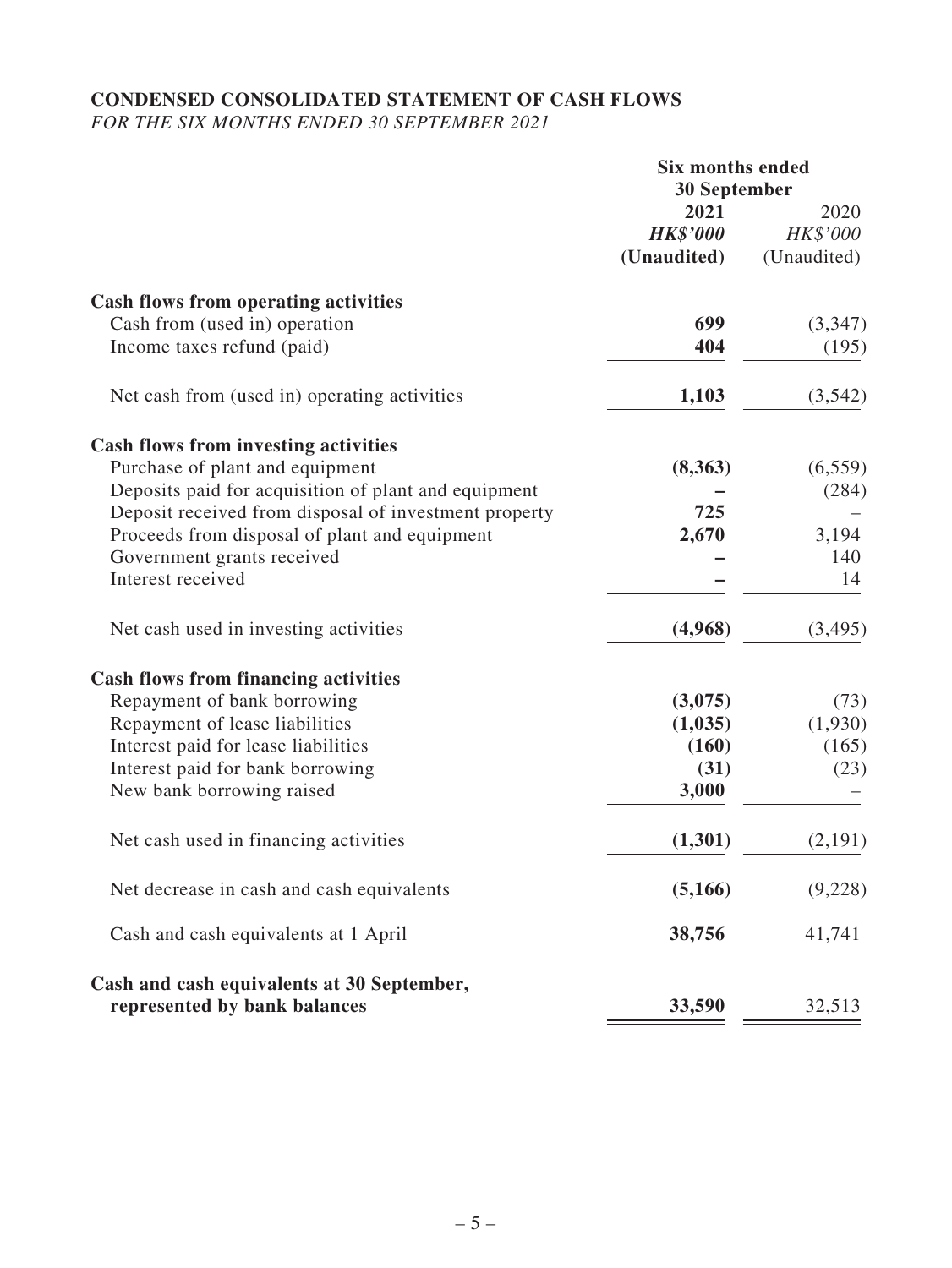# CONDENSED CONSOLIDATED STATEMENT OF CASH FLOWS

*FOR THE SIX MONTHS ENDED 30 SEPTEMBER 2021*

| | Six months ended 30 September | |
|---|---|---|
| | **2021** | 2020 |
| | ***HK$'000*** | *HK$'000* |
| | **(Unaudited)** | (Unaudited) |
| **Cash flows from operating activities** | | |
| Cash from (used in) operation | **699** | (3,347) |
| Income taxes refund (paid) | **404** | (195) |
| Net cash from (used in) operating activities | **1,103** | (3,542) |
| **Cash flows from investing activities** | | |
| Purchase of plant and equipment | **(8,363)** | (6,559) |
| Deposits paid for acquisition of plant and equipment | **–** | (284) |
| Deposit received from disposal of investment property | **725** | – |
| Proceeds from disposal of plant and equipment | **2,670** | 3,194 |
| Government grants received | **–** | 140 |
| Interest received | **–** | 14 |
| Net cash used in investing activities | **(4,968)** | (3,495) |
| **Cash flows from financing activities** | | |
| Repayment of bank borrowing | **(3,075)** | (73) |
| Repayment of lease liabilities | **(1,035)** | (1,930) |
| Interest paid for lease liabilities | **(160)** | (165) |
| Interest paid for bank borrowing | **(31)** | (23) |
| New bank borrowing raised | **3,000** | – |
| Net cash used in financing activities | **(1,301)** | (2,191) |
| Net decrease in cash and cash equivalents | **(5,166)** | (9,228) |
| Cash and cash equivalents at 1 April | **38,756** | 41,741 |
| **Cash and cash equivalents at 30 September, represented by bank balances** | **33,590** | 32,513 |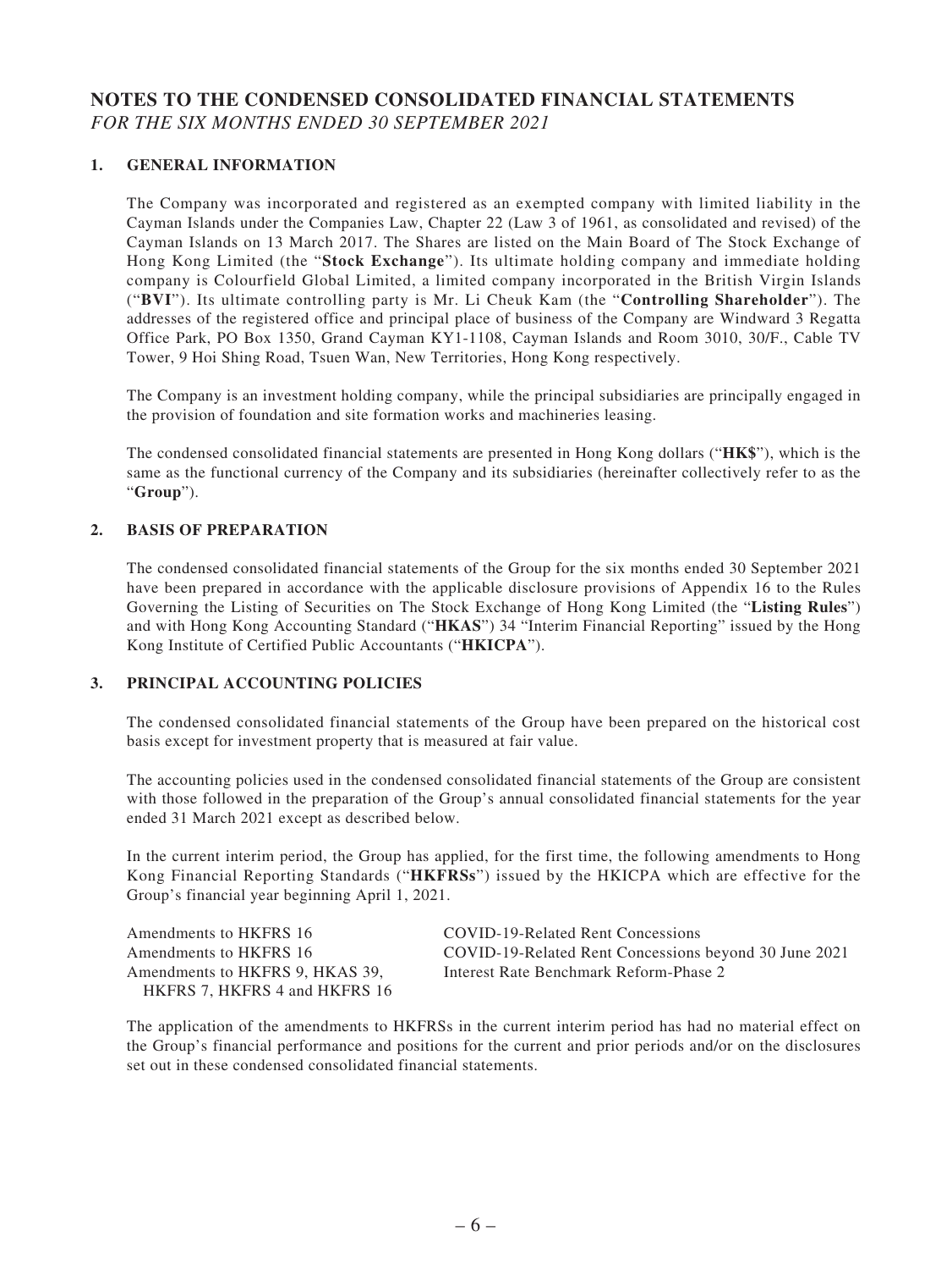# NOTES TO THE CONDENSED CONSOLIDATED FINANCIAL STATEMENTS

*FOR THE SIX MONTHS ENDED 30 SEPTEMBER 2021*

## 1. GENERAL INFORMATION

The Company was incorporated and registered as an exempted company with limited liability in the Cayman Islands under the Companies Law, Chapter 22 (Law 3 of 1961, as consolidated and revised) of the Cayman Islands on 13 March 2017. The Shares are listed on the Main Board of The Stock Exchange of Hong Kong Limited (the "**Stock Exchange**"). Its ultimate holding company and immediate holding company is Colourfield Global Limited, a limited company incorporated in the British Virgin Islands ("**BVI**"). Its ultimate controlling party is Mr. Li Cheuk Kam (the "**Controlling Shareholder**"). The addresses of the registered office and principal place of business of the Company are Windward 3 Regatta Office Park, PO Box 1350, Grand Cayman KY1-1108, Cayman Islands and Room 3010, 30/F., Cable TV Tower, 9 Hoi Shing Road, Tsuen Wan, New Territories, Hong Kong respectively.

The Company is an investment holding company, while the principal subsidiaries are principally engaged in the provision of foundation and site formation works and machineries leasing.

The condensed consolidated financial statements are presented in Hong Kong dollars ("**HK$**"), which is the same as the functional currency of the Company and its subsidiaries (hereinafter collectively refer to as the "**Group**").

## 2. BASIS OF PREPARATION

The condensed consolidated financial statements of the Group for the six months ended 30 September 2021 have been prepared in accordance with the applicable disclosure provisions of Appendix 16 to the Rules Governing the Listing of Securities on The Stock Exchange of Hong Kong Limited (the "**Listing Rules**") and with Hong Kong Accounting Standard ("**HKAS**") 34 "Interim Financial Reporting" issued by the Hong Kong Institute of Certified Public Accountants ("**HKICPA**").

## 3. PRINCIPAL ACCOUNTING POLICIES

The condensed consolidated financial statements of the Group have been prepared on the historical cost basis except for investment property that is measured at fair value.

The accounting policies used in the condensed consolidated financial statements of the Group are consistent with those followed in the preparation of the Group's annual consolidated financial statements for the year ended 31 March 2021 except as described below.

In the current interim period, the Group has applied, for the first time, the following amendments to Hong Kong Financial Reporting Standards ("**HKFRSs**") issued by the HKICPA which are effective for the Group's financial year beginning April 1, 2021.

| | |
|---|---|
| Amendments to HKFRS 16 | COVID-19-Related Rent Concessions |
| Amendments to HKFRS 16 | COVID-19-Related Rent Concessions beyond 30 June 2021 |
| Amendments to HKFRS 9, HKAS 39, HKFRS 7, HKFRS 4 and HKFRS 16 | Interest Rate Benchmark Reform-Phase 2 |

The application of the amendments to HKFRSs in the current interim period has had no material effect on the Group's financial performance and positions for the current and prior periods and/or on the disclosures set out in these condensed consolidated financial statements.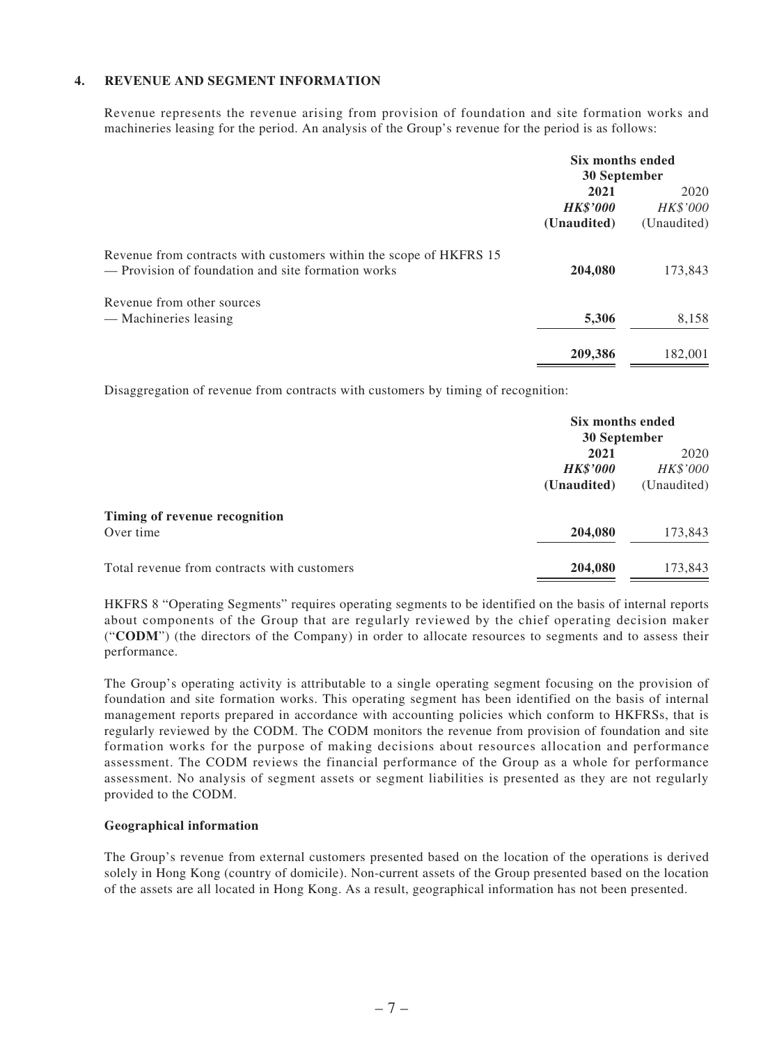## 4. REVENUE AND SEGMENT INFORMATION

Revenue represents the revenue arising from provision of foundation and site formation works and machineries leasing for the period. An analysis of the Group's revenue for the period is as follows:

| | Six months ended 30 September | |
|---|---|---|
| | **2021** | 2020 |
| | ***HK$'000*** | *HK$'000* |
| | **(Unaudited)** | (Unaudited) |
| Revenue from contracts with customers within the scope of HKFRS 15 | | |
| — Provision of foundation and site formation works | **204,080** | 173,843 |
| Revenue from other sources | | |
| — Machineries leasing | **5,306** | 8,158 |
| | **209,386** | 182,001 |

Disaggregation of revenue from contracts with customers by timing of recognition:

| | Six months ended 30 September | |
|---|---|---|
| | **2021** | 2020 |
| | ***HK$'000*** | *HK$'000* |
| | **(Unaudited)** | (Unaudited) |
| **Timing of revenue recognition** | | |
| Over time | **204,080** | 173,843 |
| Total revenue from contracts with customers | **204,080** | 173,843 |

HKFRS 8 "Operating Segments" requires operating segments to be identified on the basis of internal reports about components of the Group that are regularly reviewed by the chief operating decision maker ("**CODM**") (the directors of the Company) in order to allocate resources to segments and to assess their performance.

The Group's operating activity is attributable to a single operating segment focusing on the provision of foundation and site formation works. This operating segment has been identified on the basis of internal management reports prepared in accordance with accounting policies which conform to HKFRSs, that is regularly reviewed by the CODM. The CODM monitors the revenue from provision of foundation and site formation works for the purpose of making decisions about resources allocation and performance assessment. The CODM reviews the financial performance of the Group as a whole for performance assessment. No analysis of segment assets or segment liabilities is presented as they are not regularly provided to the CODM.

**Geographical information**

The Group's revenue from external customers presented based on the location of the operations is derived solely in Hong Kong (country of domicile). Non-current assets of the Group presented based on the location of the assets are all located in Hong Kong. As a result, geographical information has not been presented.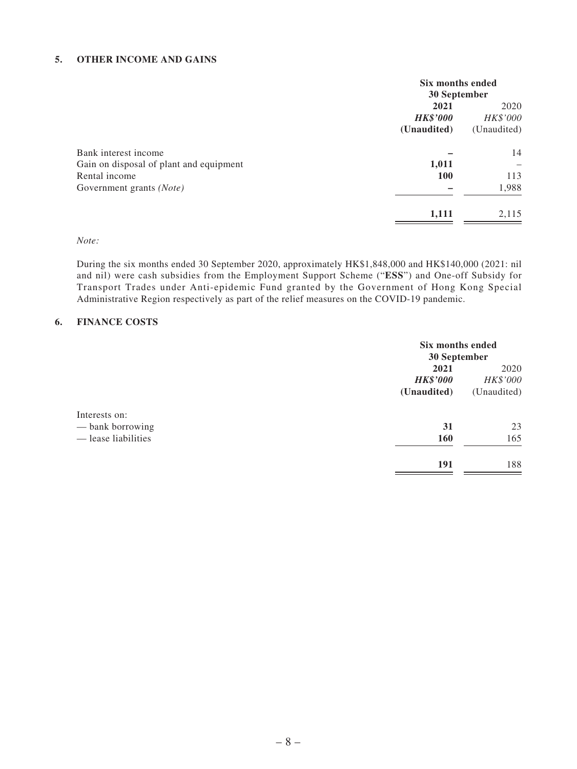### 5. OTHER INCOME AND GAINS

| | Six months ended 30 September | |
|---|---|---|
| | **2021** | 2020 |
| | ***HK$'000*** | *HK$'000* |
| | **(Unaudited)** | (Unaudited) |
| Bank interest income | **–** | 14 |
| Gain on disposal of plant and equipment | **1,011** | – |
| Rental income | **100** | 113 |
| Government grants *(Note)* | **–** | 1,988 |
| | **1,111** | 2,115 |

*Note:*

During the six months ended 30 September 2020, approximately HK$1,848,000 and HK$140,000 (2021: nil and nil) were cash subsidies from the Employment Support Scheme ("**ESS**") and One-off Subsidy for Transport Trades under Anti-epidemic Fund granted by the Government of Hong Kong Special Administrative Region respectively as part of the relief measures on the COVID-19 pandemic.

### 6. FINANCE COSTS

| | Six months ended 30 September | |
|---|---|---|
| | **2021** | 2020 |
| | ***HK$'000*** | *HK$'000* |
| | **(Unaudited)** | (Unaudited) |
| Interests on: | | |
| — bank borrowing | **31** | 23 |
| — lease liabilities | **160** | 165 |
| | **191** | 188 |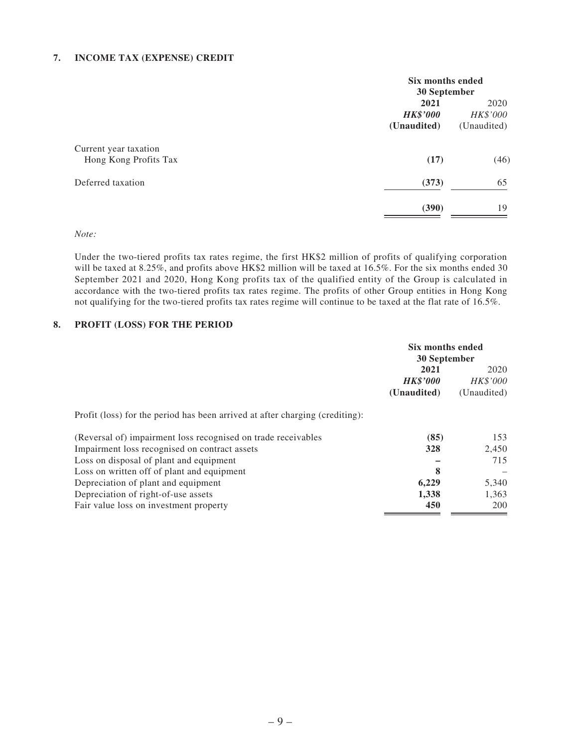## 7. INCOME TAX (EXPENSE) CREDIT

| | Six months ended 30 September | |
|---|---|---|
| | **2021** | 2020 |
| | ***HK$'000*** | *HK$'000* |
| | **(Unaudited)** | (Unaudited) |
| Current year taxation | | |
| Hong Kong Profits Tax | **(17)** | (46) |
| Deferred taxation | **(373)** | 65 |
| | **(390)** | 19 |

*Note:*

Under the two-tiered profits tax rates regime, the first HK$2 million of profits of qualifying corporation will be taxed at 8.25%, and profits above HK$2 million will be taxed at 16.5%. For the six months ended 30 September 2021 and 2020, Hong Kong profits tax of the qualified entity of the Group is calculated in accordance with the two-tiered profits tax rates regime. The profits of other Group entities in Hong Kong not qualifying for the two-tiered profits tax rates regime will continue to be taxed at the flat rate of 16.5%.

## 8. PROFIT (LOSS) FOR THE PERIOD

| | Six months ended 30 September | |
|---|---|---|
| | **2021** | 2020 |
| | ***HK$'000*** | *HK$'000* |
| | **(Unaudited)** | (Unaudited) |
| Profit (loss) for the period has been arrived at after charging (crediting): | | |
| (Reversal of) impairment loss recognised on trade receivables | **(85)** | 153 |
| Impairment loss recognised on contract assets | **328** | 2,450 |
| Loss on disposal of plant and equipment | **–** | 715 |
| Loss on written off of plant and equipment | **8** | – |
| Depreciation of plant and equipment | **6,229** | 5,340 |
| Depreciation of right-of-use assets | **1,338** | 1,363 |
| Fair value loss on investment property | **450** | 200 |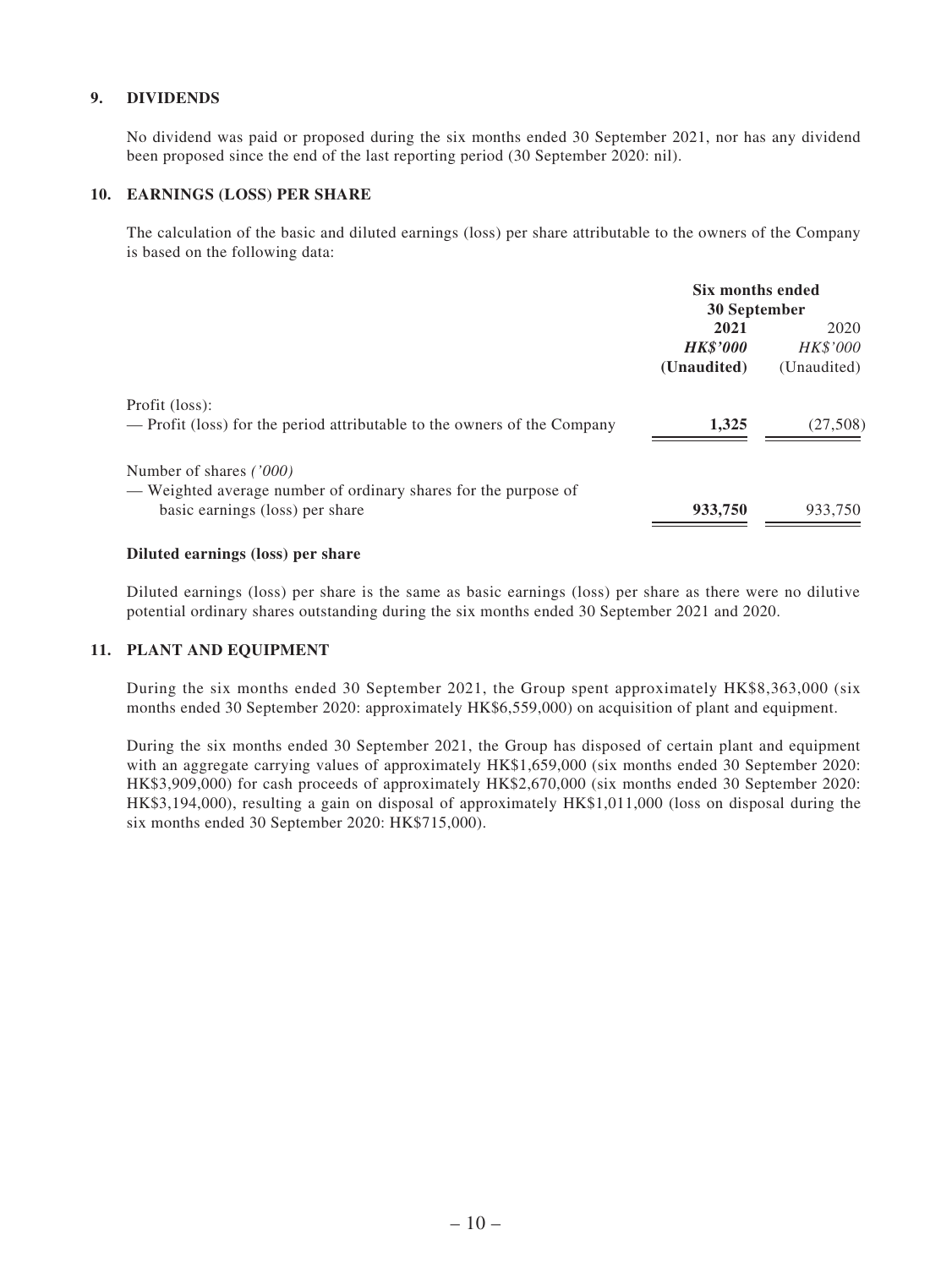## 9. DIVIDENDS

No dividend was paid or proposed during the six months ended 30 September 2021, nor has any dividend been proposed since the end of the last reporting period (30 September 2020: nil).

## 10. EARNINGS (LOSS) PER SHARE

The calculation of the basic and diluted earnings (loss) per share attributable to the owners of the Company is based on the following data:

| | Six months ended 30 September | |
|---|---|---|
| | **2021** | 2020 |
| | ***HK$'000*** | *HK$'000* |
| | **(Unaudited)** | (Unaudited) |
| Profit (loss): | | |
| — Profit (loss) for the period attributable to the owners of the Company | **1,325** | (27,508) |
| Number of shares *('000)* | | |
| — Weighted average number of ordinary shares for the purpose of basic earnings (loss) per share | **933,750** | 933,750 |

### Diluted earnings (loss) per share

Diluted earnings (loss) per share is the same as basic earnings (loss) per share as there were no dilutive potential ordinary shares outstanding during the six months ended 30 September 2021 and 2020.

## 11. PLANT AND EQUIPMENT

During the six months ended 30 September 2021, the Group spent approximately HK$8,363,000 (six months ended 30 September 2020: approximately HK$6,559,000) on acquisition of plant and equipment.

During the six months ended 30 September 2021, the Group has disposed of certain plant and equipment with an aggregate carrying values of approximately HK$1,659,000 (six months ended 30 September 2020: HK$3,909,000) for cash proceeds of approximately HK$2,670,000 (six months ended 30 September 2020: HK$3,194,000), resulting a gain on disposal of approximately HK$1,011,000 (loss on disposal during the six months ended 30 September 2020: HK$715,000).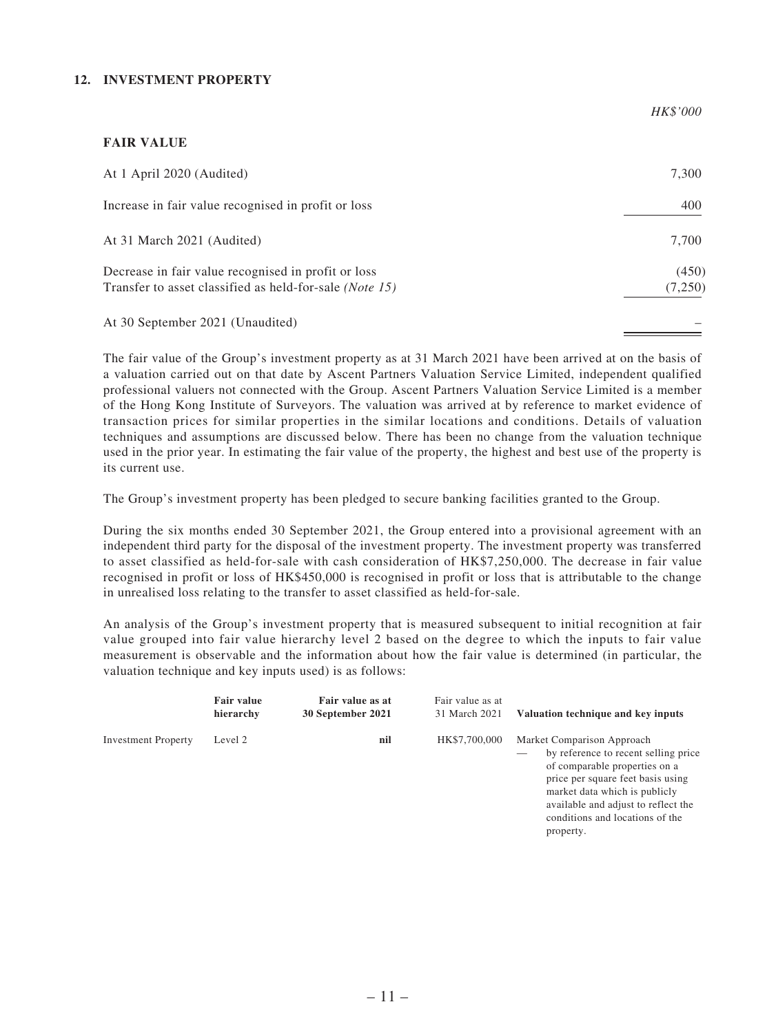## 12. INVESTMENT PROPERTY

| | HK$'000 |
|---|---|
| **FAIR VALUE** | |
| At 1 April 2020 (Audited) | 7,300 |
| Increase in fair value recognised in profit or loss | 400 |
| At 31 March 2021 (Audited) | 7,700 |
| Decrease in fair value recognised in profit or loss | (450) |
| Transfer to asset classified as held-for-sale *(Note 15)* | (7,250) |
| At 30 September 2021 (Unaudited) | – |

The fair value of the Group's investment property as at 31 March 2021 have been arrived at on the basis of a valuation carried out on that date by Ascent Partners Valuation Service Limited, independent qualified professional valuers not connected with the Group. Ascent Partners Valuation Service Limited is a member of the Hong Kong Institute of Surveyors. The valuation was arrived at by reference to market evidence of transaction prices for similar properties in the similar locations and conditions. Details of valuation techniques and assumptions are discussed below. There has been no change from the valuation technique used in the prior year. In estimating the fair value of the property, the highest and best use of the property is its current use.

The Group's investment property has been pledged to secure banking facilities granted to the Group.

During the six months ended 30 September 2021, the Group entered into a provisional agreement with an independent third party for the disposal of the investment property. The investment property was transferred to asset classified as held-for-sale with cash consideration of HK$7,250,000. The decrease in fair value recognised in profit or loss of HK$450,000 is recognised in profit or loss that is attributable to the change in unrealised loss relating to the transfer to asset classified as held-for-sale.

An analysis of the Group's investment property that is measured subsequent to initial recognition at fair value grouped into fair value hierarchy level 2 based on the degree to which the inputs to fair value measurement is observable and the information about how the fair value is determined (in particular, the valuation technique and key inputs used) is as follows:

| | **Fair value hierarchy** | **Fair value as at 30 September 2021** | Fair value as at 31 March 2021 | **Valuation technique and key inputs** |
|---|---|---|---|---|
| Investment Property | Level 2 | **nil** | HK$7,700,000 | Market Comparison Approach — by reference to recent selling price of comparable properties on a price per square feet basis using market data which is publicly available and adjust to reflect the conditions and locations of the property. |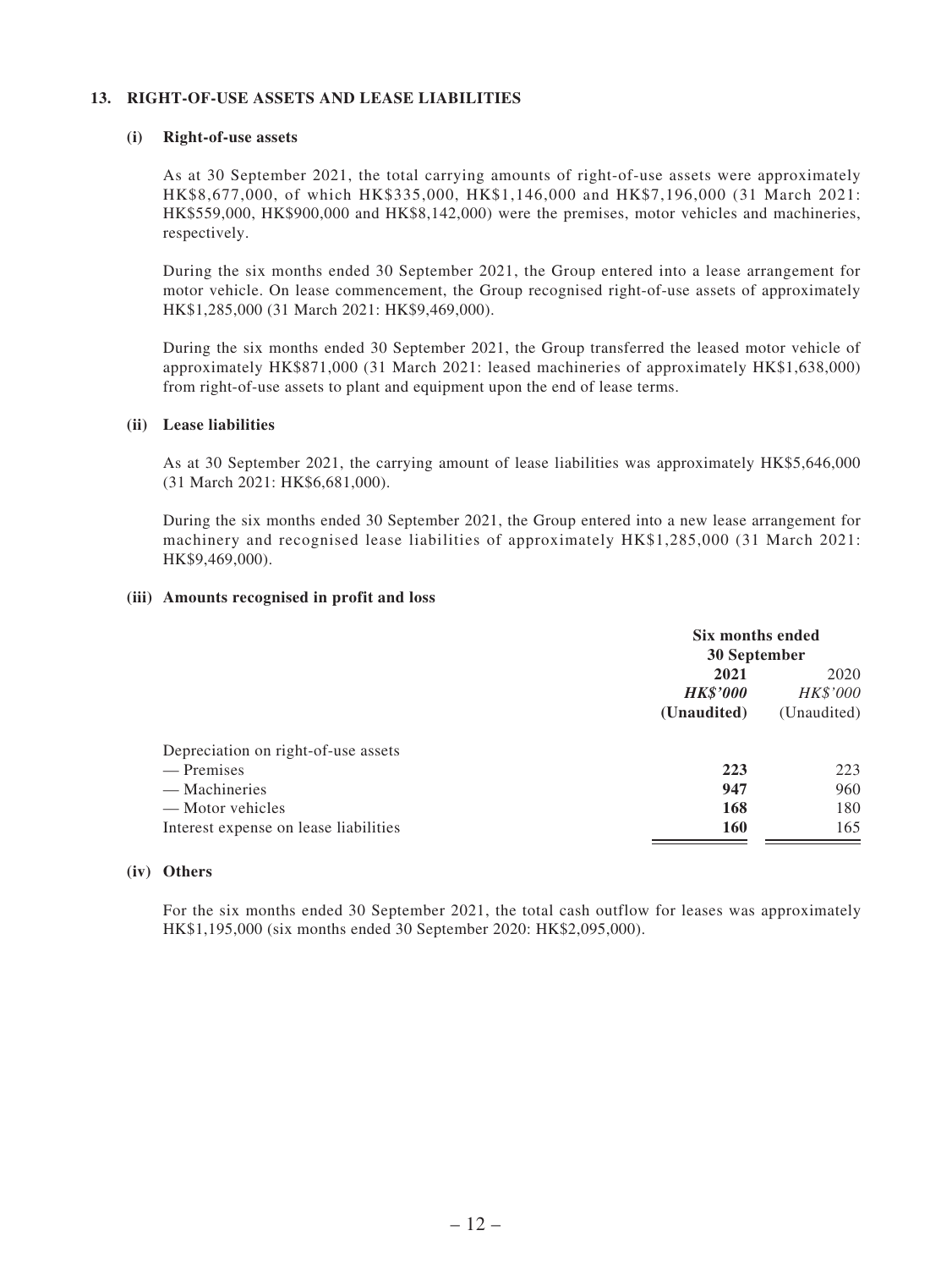## 13. RIGHT-OF-USE ASSETS AND LEASE LIABILITIES

### (i) Right-of-use assets

As at 30 September 2021, the total carrying amounts of right-of-use assets were approximately HK$8,677,000, of which HK$335,000, HK$1,146,000 and HK$7,196,000 (31 March 2021: HK$559,000, HK$900,000 and HK$8,142,000) were the premises, motor vehicles and machineries, respectively.

During the six months ended 30 September 2021, the Group entered into a lease arrangement for motor vehicle. On lease commencement, the Group recognised right-of-use assets of approximately HK$1,285,000 (31 March 2021: HK$9,469,000).

During the six months ended 30 September 2021, the Group transferred the leased motor vehicle of approximately HK$871,000 (31 March 2021: leased machineries of approximately HK$1,638,000) from right-of-use assets to plant and equipment upon the end of lease terms.

### (ii) Lease liabilities

As at 30 September 2021, the carrying amount of lease liabilities was approximately HK$5,646,000 (31 March 2021: HK$6,681,000).

During the six months ended 30 September 2021, the Group entered into a new lease arrangement for machinery and recognised lease liabilities of approximately HK$1,285,000 (31 March 2021: HK$9,469,000).

### (iii) Amounts recognised in profit and loss

| | Six months ended 30 September | |
|---|---|---|
| | **2021** | 2020 |
| | ***HK$'000*** | *HK$'000* |
| | **(Unaudited)** | (Unaudited) |
| Depreciation on right-of-use assets | | |
| — Premises | **223** | 223 |
| — Machineries | **947** | 960 |
| — Motor vehicles | **168** | 180 |
| Interest expense on lease liabilities | **160** | 165 |

### (iv) Others

For the six months ended 30 September 2021, the total cash outflow for leases was approximately HK$1,195,000 (six months ended 30 September 2020: HK$2,095,000).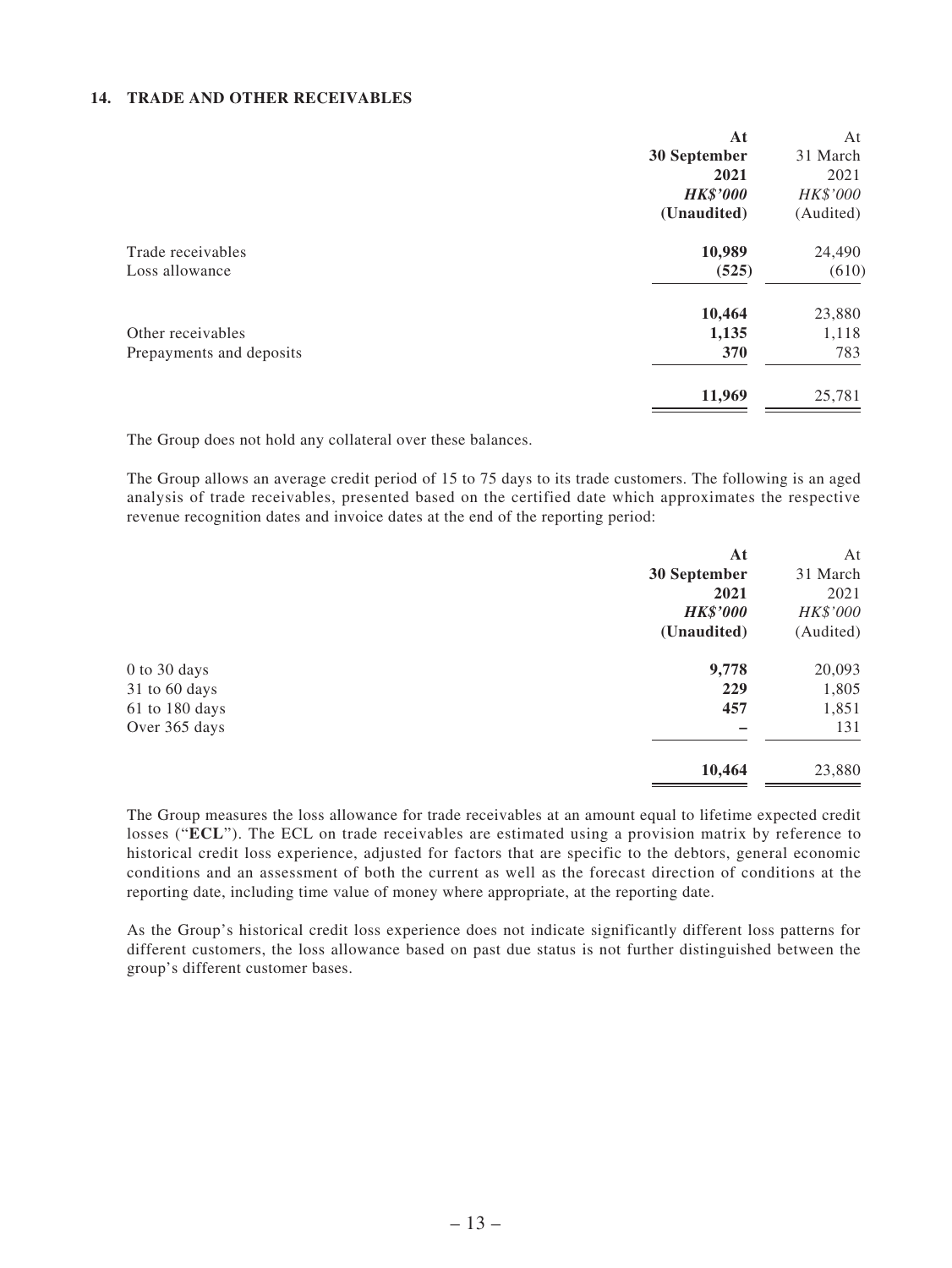### 14. TRADE AND OTHER RECEIVABLES

| | At 30 September 2021 HK$'000 (Unaudited) | At 31 March 2021 HK$'000 (Audited) |
|---|---|---|
| Trade receivables | **10,989** | 24,490 |
| Loss allowance | **(525)** | (610) |
| | **10,464** | 23,880 |
| Other receivables | **1,135** | 1,118 |
| Prepayments and deposits | **370** | 783 |
| | **11,969** | 25,781 |

The Group does not hold any collateral over these balances.

The Group allows an average credit period of 15 to 75 days to its trade customers. The following is an aged analysis of trade receivables, presented based on the certified date which approximates the respective revenue recognition dates and invoice dates at the end of the reporting period:

| | At 30 September 2021 HK$'000 (Unaudited) | At 31 March 2021 HK$'000 (Audited) |
|---|---|---|
| 0 to 30 days | **9,778** | 20,093 |
| 31 to 60 days | **229** | 1,805 |
| 61 to 180 days | **457** | 1,851 |
| Over 365 days | **–** | 131 |
| | **10,464** | 23,880 |

The Group measures the loss allowance for trade receivables at an amount equal to lifetime expected credit losses ("**ECL**"). The ECL on trade receivables are estimated using a provision matrix by reference to historical credit loss experience, adjusted for factors that are specific to the debtors, general economic conditions and an assessment of both the current as well as the forecast direction of conditions at the reporting date, including time value of money where appropriate, at the reporting date.

As the Group's historical credit loss experience does not indicate significantly different loss patterns for different customers, the loss allowance based on past due status is not further distinguished between the group's different customer bases.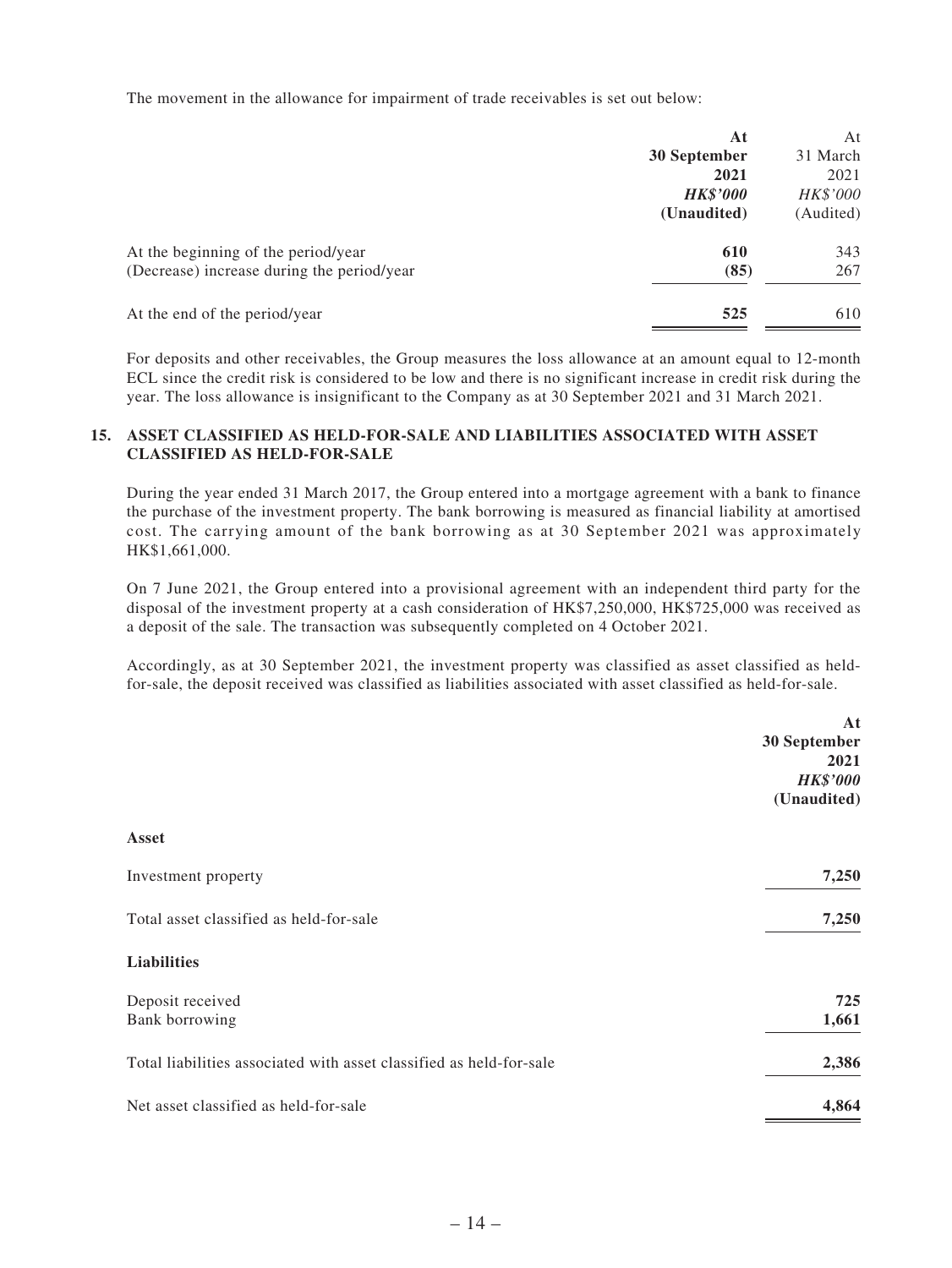The movement in the allowance for impairment of trade receivables is set out below:

| | At 30 September 2021 *HK$'000* (Unaudited) | At 31 March 2021 *HK$'000* (Audited) |
|---|---|---|
| At the beginning of the period/year | **610** | 343 |
| (Decrease) increase during the period/year | **(85)** | 267 |
| At the end of the period/year | **525** | 610 |

For deposits and other receivables, the Group measures the loss allowance at an amount equal to 12-month ECL since the credit risk is considered to be low and there is no significant increase in credit risk during the year. The loss allowance is insignificant to the Company as at 30 September 2021 and 31 March 2021.

## 15. ASSET CLASSIFIED AS HELD-FOR-SALE AND LIABILITIES ASSOCIATED WITH ASSET CLASSIFIED AS HELD-FOR-SALE

During the year ended 31 March 2017, the Group entered into a mortgage agreement with a bank to finance the purchase of the investment property. The bank borrowing is measured as financial liability at amortised cost. The carrying amount of the bank borrowing as at 30 September 2021 was approximately HK$1,661,000.

On 7 June 2021, the Group entered into a provisional agreement with an independent third party for the disposal of the investment property at a cash consideration of HK$7,250,000, HK$725,000 was received as a deposit of the sale. The transaction was subsequently completed on 4 October 2021.

Accordingly, as at 30 September 2021, the investment property was classified as asset classified as held-for-sale, the deposit received was classified as liabilities associated with asset classified as held-for-sale.

| | At 30 September 2021 *HK$'000* (Unaudited) |
|---|---|
| **Asset** | |
| Investment property | **7,250** |
| Total asset classified as held-for-sale | **7,250** |
| **Liabilities** | |
| Deposit received | **725** |
| Bank borrowing | **1,661** |
| Total liabilities associated with asset classified as held-for-sale | **2,386** |
| Net asset classified as held-for-sale | **4,864** |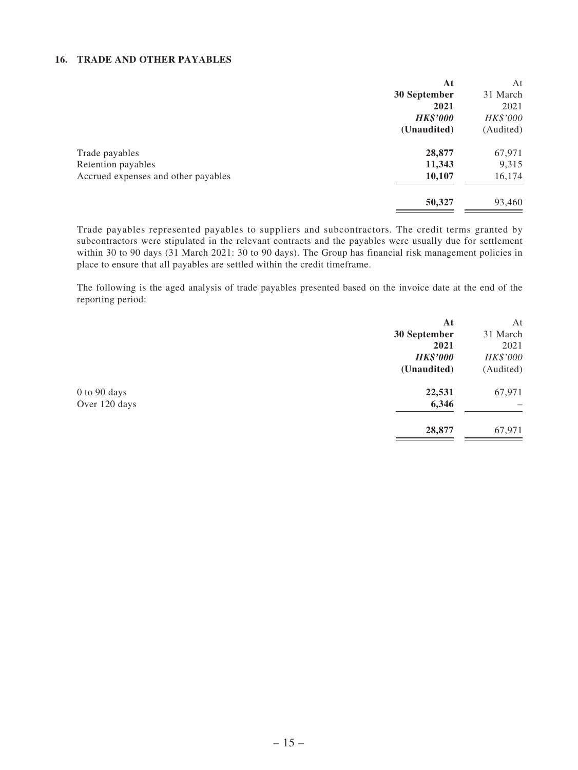## 16. TRADE AND OTHER PAYABLES

| | At 30 September 2021 *HK$'000* (Unaudited) | At 31 March 2021 *HK$'000* (Audited) |
|---|---|---|
| Trade payables | 28,877 | 67,971 |
| Retention payables | 11,343 | 9,315 |
| Accrued expenses and other payables | 10,107 | 16,174 |
| | 50,327 | 93,460 |

Trade payables represented payables to suppliers and subcontractors. The credit terms granted by subcontractors were stipulated in the relevant contracts and the payables were usually due for settlement within 30 to 90 days (31 March 2021: 30 to 90 days). The Group has financial risk management policies in place to ensure that all payables are settled within the credit timeframe.

The following is the aged analysis of trade payables presented based on the invoice date at the end of the reporting period:

| | At 30 September 2021 *HK$'000* (Unaudited) | At 31 March 2021 *HK$'000* (Audited) |
|---|---|---|
| 0 to 90 days | 22,531 | 67,971 |
| Over 120 days | 6,346 | – |
| | 28,877 | 67,971 |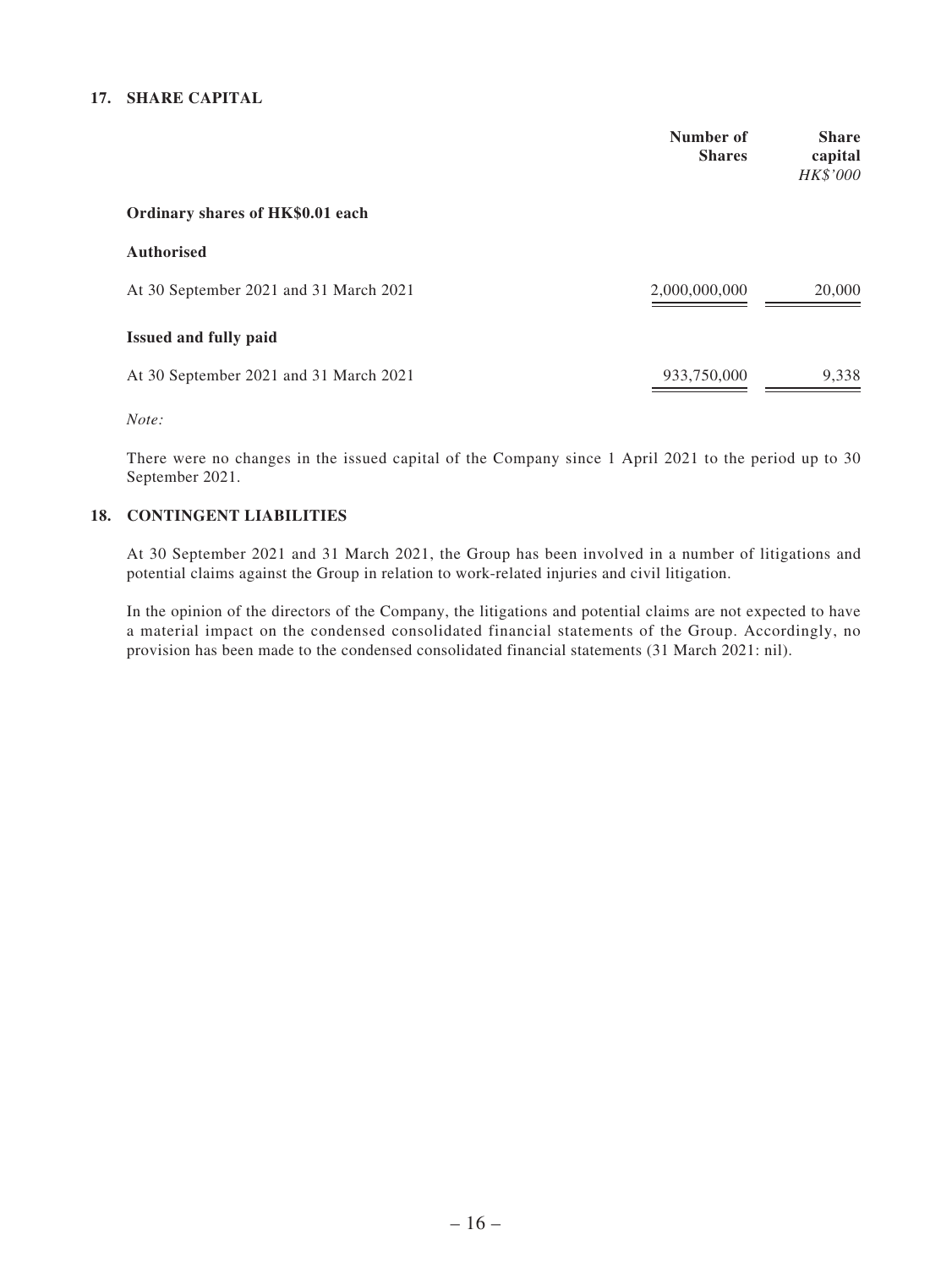## 17. SHARE CAPITAL

| | Number of Shares | Share capital *HK$'000* |
|---|---|---|
| **Ordinary shares of HK$0.01 each** | | |
| **Authorised** | | |
| At 30 September 2021 and 31 March 2021 | 2,000,000,000 | 20,000 |
| **Issued and fully paid** | | |
| At 30 September 2021 and 31 March 2021 | 933,750,000 | 9,338 |

*Note:*

There were no changes in the issued capital of the Company since 1 April 2021 to the period up to 30 September 2021.

## 18. CONTINGENT LIABILITIES

At 30 September 2021 and 31 March 2021, the Group has been involved in a number of litigations and potential claims against the Group in relation to work-related injuries and civil litigation.

In the opinion of the directors of the Company, the litigations and potential claims are not expected to have a material impact on the condensed consolidated financial statements of the Group. Accordingly, no provision has been made to the condensed consolidated financial statements (31 March 2021: nil).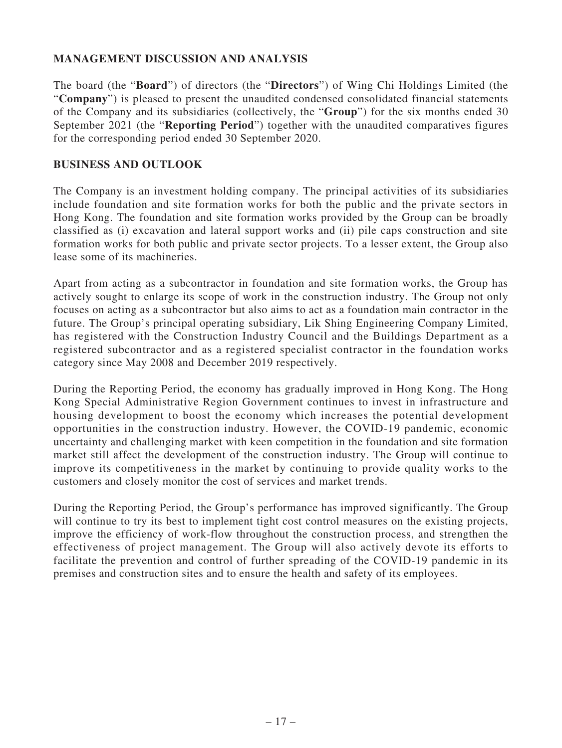## MANAGEMENT DISCUSSION AND ANALYSIS

The board (the "**Board**") of directors (the "**Directors**") of Wing Chi Holdings Limited (the "**Company**") is pleased to present the unaudited condensed consolidated financial statements of the Company and its subsidiaries (collectively, the "**Group**") for the six months ended 30 September 2021 (the "**Reporting Period**") together with the unaudited comparatives figures for the corresponding period ended 30 September 2020.

## BUSINESS AND OUTLOOK

The Company is an investment holding company. The principal activities of its subsidiaries include foundation and site formation works for both the public and the private sectors in Hong Kong. The foundation and site formation works provided by the Group can be broadly classified as (i) excavation and lateral support works and (ii) pile caps construction and site formation works for both public and private sector projects. To a lesser extent, the Group also lease some of its machineries.

Apart from acting as a subcontractor in foundation and site formation works, the Group has actively sought to enlarge its scope of work in the construction industry. The Group not only focuses on acting as a subcontractor but also aims to act as a foundation main contractor in the future. The Group's principal operating subsidiary, Lik Shing Engineering Company Limited, has registered with the Construction Industry Council and the Buildings Department as a registered subcontractor and as a registered specialist contractor in the foundation works category since May 2008 and December 2019 respectively.

During the Reporting Period, the economy has gradually improved in Hong Kong. The Hong Kong Special Administrative Region Government continues to invest in infrastructure and housing development to boost the economy which increases the potential development opportunities in the construction industry. However, the COVID-19 pandemic, economic uncertainty and challenging market with keen competition in the foundation and site formation market still affect the development of the construction industry. The Group will continue to improve its competitiveness in the market by continuing to provide quality works to the customers and closely monitor the cost of services and market trends.

During the Reporting Period, the Group's performance has improved significantly. The Group will continue to try its best to implement tight cost control measures on the existing projects, improve the efficiency of work-flow throughout the construction process, and strengthen the effectiveness of project management. The Group will also actively devote its efforts to facilitate the prevention and control of further spreading of the COVID-19 pandemic in its premises and construction sites and to ensure the health and safety of its employees.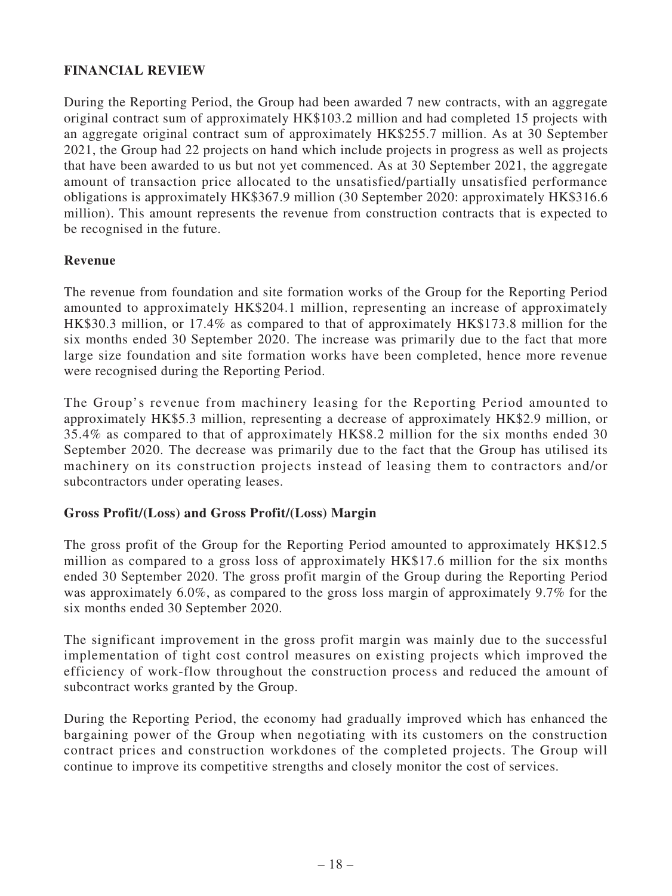## FINANCIAL REVIEW

During the Reporting Period, the Group had been awarded 7 new contracts, with an aggregate original contract sum of approximately HK$103.2 million and had completed 15 projects with an aggregate original contract sum of approximately HK$255.7 million. As at 30 September 2021, the Group had 22 projects on hand which include projects in progress as well as projects that have been awarded to us but not yet commenced. As at 30 September 2021, the aggregate amount of transaction price allocated to the unsatisfied/partially unsatisfied performance obligations is approximately HK$367.9 million (30 September 2020: approximately HK$316.6 million). This amount represents the revenue from construction contracts that is expected to be recognised in the future.

### Revenue

The revenue from foundation and site formation works of the Group for the Reporting Period amounted to approximately HK$204.1 million, representing an increase of approximately HK$30.3 million, or 17.4% as compared to that of approximately HK$173.8 million for the six months ended 30 September 2020. The increase was primarily due to the fact that more large size foundation and site formation works have been completed, hence more revenue were recognised during the Reporting Period.

The Group's revenue from machinery leasing for the Reporting Period amounted to approximately HK$5.3 million, representing a decrease of approximately HK$2.9 million, or 35.4% as compared to that of approximately HK$8.2 million for the six months ended 30 September 2020. The decrease was primarily due to the fact that the Group has utilised its machinery on its construction projects instead of leasing them to contractors and/or subcontractors under operating leases.

### Gross Profit/(Loss) and Gross Profit/(Loss) Margin

The gross profit of the Group for the Reporting Period amounted to approximately HK$12.5 million as compared to a gross loss of approximately HK$17.6 million for the six months ended 30 September 2020. The gross profit margin of the Group during the Reporting Period was approximately 6.0%, as compared to the gross loss margin of approximately 9.7% for the six months ended 30 September 2020.

The significant improvement in the gross profit margin was mainly due to the successful implementation of tight cost control measures on existing projects which improved the efficiency of work-flow throughout the construction process and reduced the amount of subcontract works granted by the Group.

During the Reporting Period, the economy had gradually improved which has enhanced the bargaining power of the Group when negotiating with its customers on the construction contract prices and construction workdones of the completed projects. The Group will continue to improve its competitive strengths and closely monitor the cost of services.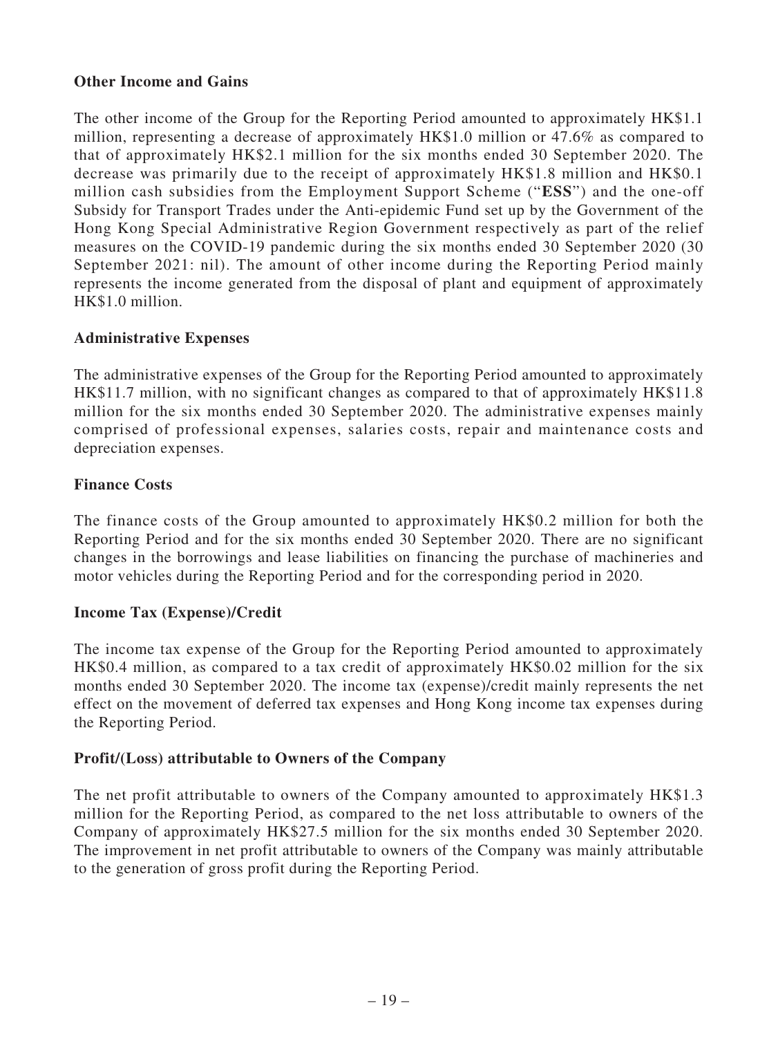### Other Income and Gains

The other income of the Group for the Reporting Period amounted to approximately HK$1.1 million, representing a decrease of approximately HK$1.0 million or 47.6% as compared to that of approximately HK$2.1 million for the six months ended 30 September 2020. The decrease was primarily due to the receipt of approximately HK$1.8 million and HK$0.1 million cash subsidies from the Employment Support Scheme ("**ESS**") and the one-off Subsidy for Transport Trades under the Anti-epidemic Fund set up by the Government of the Hong Kong Special Administrative Region Government respectively as part of the relief measures on the COVID-19 pandemic during the six months ended 30 September 2020 (30 September 2021: nil). The amount of other income during the Reporting Period mainly represents the income generated from the disposal of plant and equipment of approximately HK$1.0 million.

### Administrative Expenses

The administrative expenses of the Group for the Reporting Period amounted to approximately HK$11.7 million, with no significant changes as compared to that of approximately HK$11.8 million for the six months ended 30 September 2020. The administrative expenses mainly comprised of professional expenses, salaries costs, repair and maintenance costs and depreciation expenses.

### Finance Costs

The finance costs of the Group amounted to approximately HK$0.2 million for both the Reporting Period and for the six months ended 30 September 2020. There are no significant changes in the borrowings and lease liabilities on financing the purchase of machineries and motor vehicles during the Reporting Period and for the corresponding period in 2020.

### Income Tax (Expense)/Credit

The income tax expense of the Group for the Reporting Period amounted to approximately HK$0.4 million, as compared to a tax credit of approximately HK$0.02 million for the six months ended 30 September 2020. The income tax (expense)/credit mainly represents the net effect on the movement of deferred tax expenses and Hong Kong income tax expenses during the Reporting Period.

### Profit/(Loss) attributable to Owners of the Company

The net profit attributable to owners of the Company amounted to approximately HK$1.3 million for the Reporting Period, as compared to the net loss attributable to owners of the Company of approximately HK$27.5 million for the six months ended 30 September 2020. The improvement in net profit attributable to owners of the Company was mainly attributable to the generation of gross profit during the Reporting Period.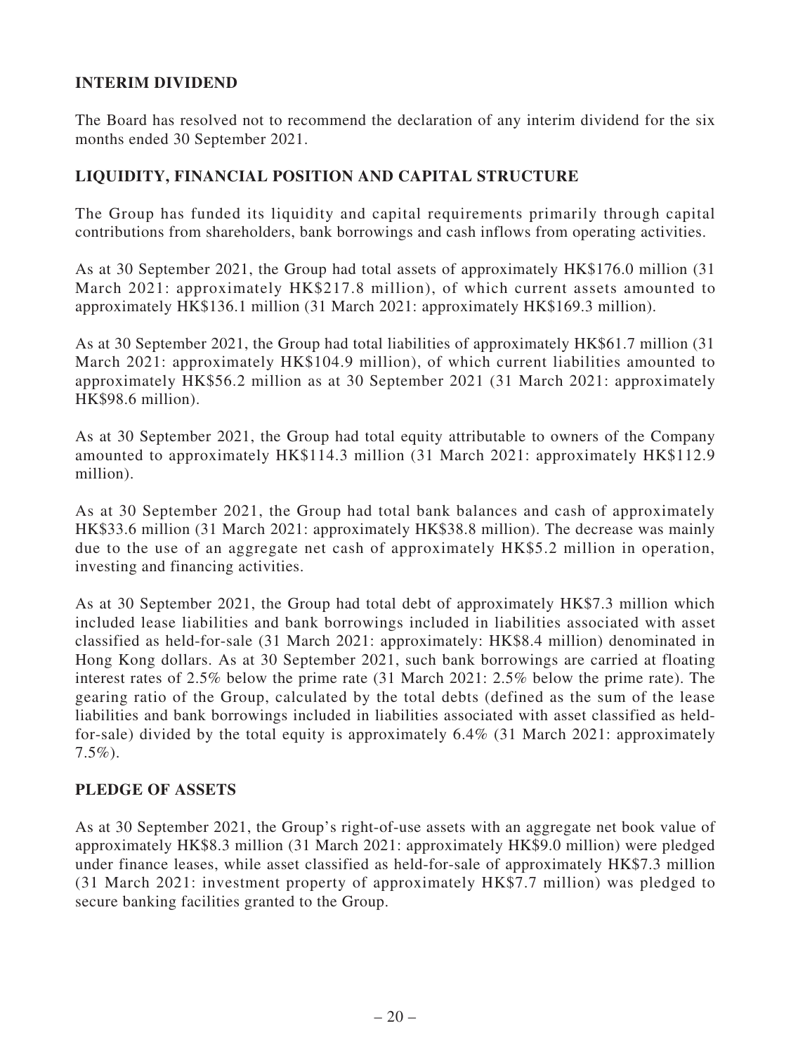## INTERIM DIVIDEND

The Board has resolved not to recommend the declaration of any interim dividend for the six months ended 30 September 2021.

## LIQUIDITY, FINANCIAL POSITION AND CAPITAL STRUCTURE

The Group has funded its liquidity and capital requirements primarily through capital contributions from shareholders, bank borrowings and cash inflows from operating activities.

As at 30 September 2021, the Group had total assets of approximately HK$176.0 million (31 March 2021: approximately HK$217.8 million), of which current assets amounted to approximately HK$136.1 million (31 March 2021: approximately HK$169.3 million).

As at 30 September 2021, the Group had total liabilities of approximately HK$61.7 million (31 March 2021: approximately HK$104.9 million), of which current liabilities amounted to approximately HK$56.2 million as at 30 September 2021 (31 March 2021: approximately HK$98.6 million).

As at 30 September 2021, the Group had total equity attributable to owners of the Company amounted to approximately HK$114.3 million (31 March 2021: approximately HK$112.9 million).

As at 30 September 2021, the Group had total bank balances and cash of approximately HK$33.6 million (31 March 2021: approximately HK$38.8 million). The decrease was mainly due to the use of an aggregate net cash of approximately HK$5.2 million in operation, investing and financing activities.

As at 30 September 2021, the Group had total debt of approximately HK$7.3 million which included lease liabilities and bank borrowings included in liabilities associated with asset classified as held-for-sale (31 March 2021: approximately: HK$8.4 million) denominated in Hong Kong dollars. As at 30 September 2021, such bank borrowings are carried at floating interest rates of 2.5% below the prime rate (31 March 2021: 2.5% below the prime rate). The gearing ratio of the Group, calculated by the total debts (defined as the sum of the lease liabilities and bank borrowings included in liabilities associated with asset classified as held-for-sale) divided by the total equity is approximately 6.4% (31 March 2021: approximately 7.5%).

## PLEDGE OF ASSETS

As at 30 September 2021, the Group's right-of-use assets with an aggregate net book value of approximately HK$8.3 million (31 March 2021: approximately HK$9.0 million) were pledged under finance leases, while asset classified as held-for-sale of approximately HK$7.3 million (31 March 2021: investment property of approximately HK$7.7 million) was pledged to secure banking facilities granted to the Group.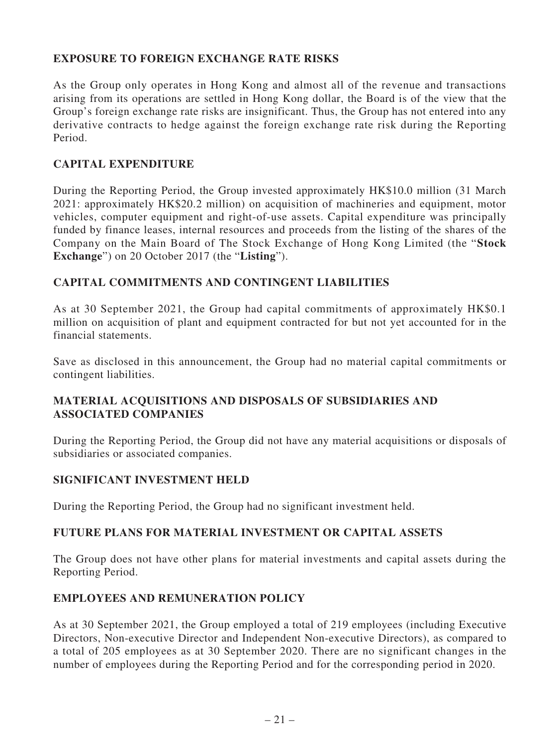## EXPOSURE TO FOREIGN EXCHANGE RATE RISKS

As the Group only operates in Hong Kong and almost all of the revenue and transactions arising from its operations are settled in Hong Kong dollar, the Board is of the view that the Group's foreign exchange rate risks are insignificant. Thus, the Group has not entered into any derivative contracts to hedge against the foreign exchange rate risk during the Reporting Period.

## CAPITAL EXPENDITURE

During the Reporting Period, the Group invested approximately HK$10.0 million (31 March 2021: approximately HK$20.2 million) on acquisition of machineries and equipment, motor vehicles, computer equipment and right-of-use assets. Capital expenditure was principally funded by finance leases, internal resources and proceeds from the listing of the shares of the Company on the Main Board of The Stock Exchange of Hong Kong Limited (the "**Stock Exchange**") on 20 October 2017 (the "**Listing**").

## CAPITAL COMMITMENTS AND CONTINGENT LIABILITIES

As at 30 September 2021, the Group had capital commitments of approximately HK$0.1 million on acquisition of plant and equipment contracted for but not yet accounted for in the financial statements.

Save as disclosed in this announcement, the Group had no material capital commitments or contingent liabilities.

## MATERIAL ACQUISITIONS AND DISPOSALS OF SUBSIDIARIES AND ASSOCIATED COMPANIES

During the Reporting Period, the Group did not have any material acquisitions or disposals of subsidiaries or associated companies.

## SIGNIFICANT INVESTMENT HELD

During the Reporting Period, the Group had no significant investment held.

## FUTURE PLANS FOR MATERIAL INVESTMENT OR CAPITAL ASSETS

The Group does not have other plans for material investments and capital assets during the Reporting Period.

## EMPLOYEES AND REMUNERATION POLICY

As at 30 September 2021, the Group employed a total of 219 employees (including Executive Directors, Non-executive Director and Independent Non-executive Directors), as compared to a total of 205 employees as at 30 September 2020. There are no significant changes in the number of employees during the Reporting Period and for the corresponding period in 2020.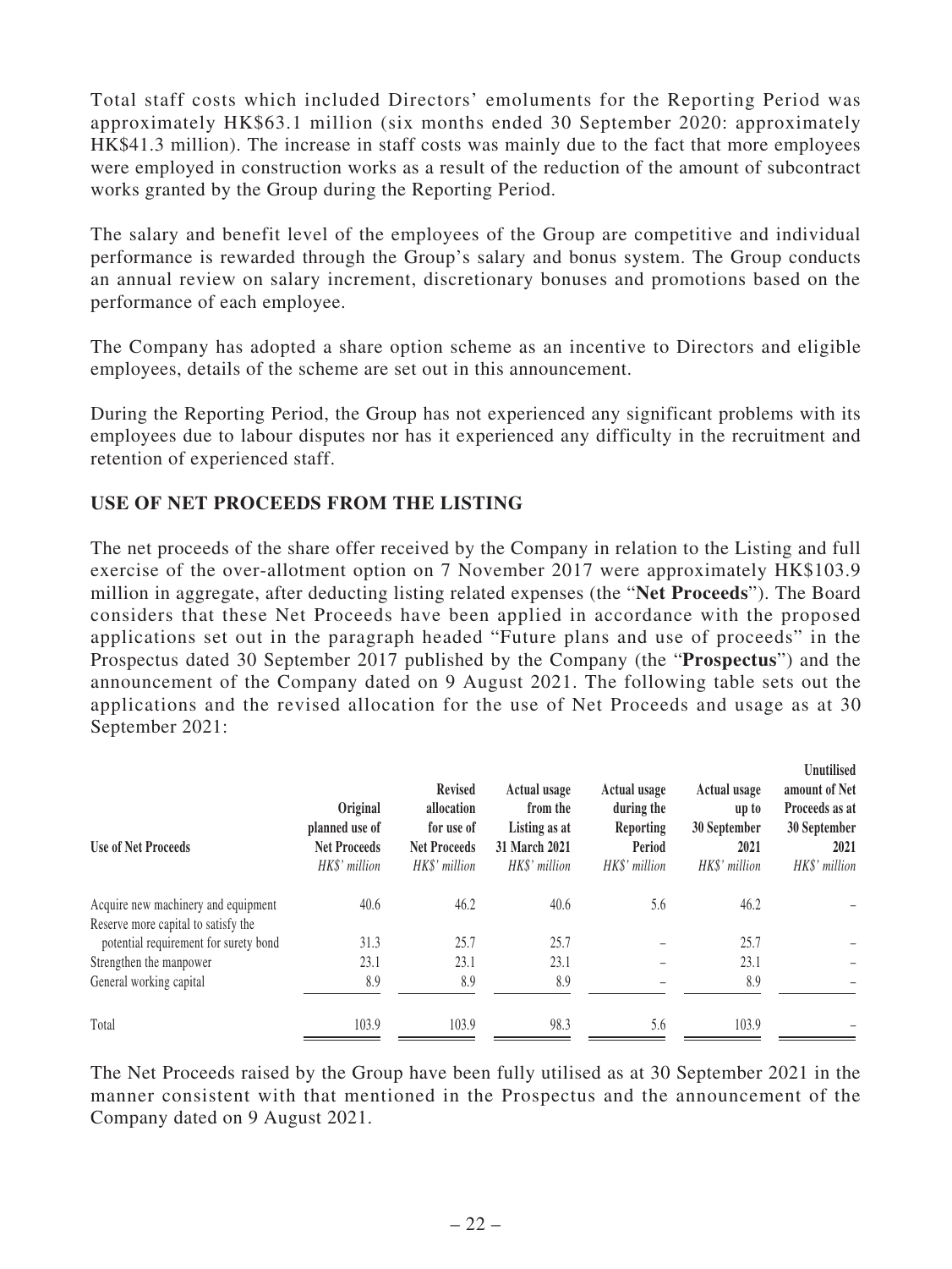Total staff costs which included Directors' emoluments for the Reporting Period was approximately HK$63.1 million (six months ended 30 September 2020: approximately HK$41.3 million). The increase in staff costs was mainly due to the fact that more employees were employed in construction works as a result of the reduction of the amount of subcontract works granted by the Group during the Reporting Period.

The salary and benefit level of the employees of the Group are competitive and individual performance is rewarded through the Group's salary and bonus system. The Group conducts an annual review on salary increment, discretionary bonuses and promotions based on the performance of each employee.

The Company has adopted a share option scheme as an incentive to Directors and eligible employees, details of the scheme are set out in this announcement.

During the Reporting Period, the Group has not experienced any significant problems with its employees due to labour disputes nor has it experienced any difficulty in the recruitment and retention of experienced staff.

## USE OF NET PROCEEDS FROM THE LISTING

The net proceeds of the share offer received by the Company in relation to the Listing and full exercise of the over-allotment option on 7 November 2017 were approximately HK$103.9 million in aggregate, after deducting listing related expenses (the "**Net Proceeds**"). The Board considers that these Net Proceeds have been applied in accordance with the proposed applications set out in the paragraph headed "Future plans and use of proceeds" in the Prospectus dated 30 September 2017 published by the Company (the "**Prospectus**") and the announcement of the Company dated on 9 August 2021. The following table sets out the applications and the revised allocation for the use of Net Proceeds and usage as at 30 September 2021:

| Use of Net Proceeds | Original planned use of Net Proceeds | Revised allocation for use of Net Proceeds | Actual usage from the Listing as at 31 March 2021 | Actual usage during the Reporting Period | Actual usage up to 30 September 2021 | Unutilised amount of Net Proceeds as at 30 September 2021 |
|---|---|---|---|---|---|---|
| | *HK$' million* | *HK$' million* | *HK$' million* | *HK$' million* | *HK$' million* | *HK$' million* |
| Acquire new machinery and equipment | 40.6 | 46.2 | 40.6 | 5.6 | 46.2 | – |
| Reserve more capital to satisfy the potential requirement for surety bond | 31.3 | 25.7 | 25.7 | – | 25.7 | – |
| Strengthen the manpower | 23.1 | 23.1 | 23.1 | – | 23.1 | – |
| General working capital | 8.9 | 8.9 | 8.9 | – | 8.9 | – |
| Total | 103.9 | 103.9 | 98.3 | 5.6 | 103.9 | – |

The Net Proceeds raised by the Group have been fully utilised as at 30 September 2021 in the manner consistent with that mentioned in the Prospectus and the announcement of the Company dated on 9 August 2021.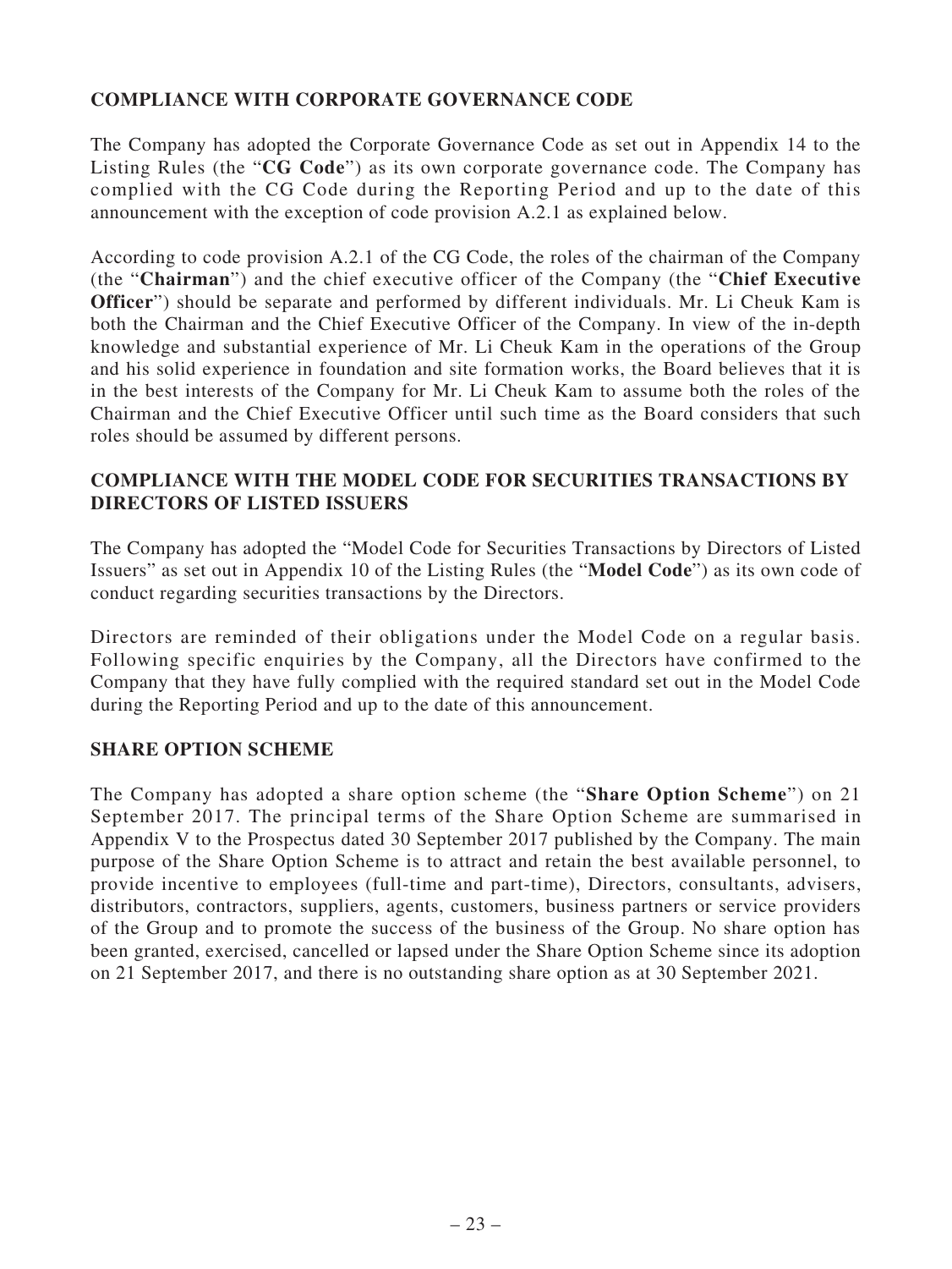## COMPLIANCE WITH CORPORATE GOVERNANCE CODE

The Company has adopted the Corporate Governance Code as set out in Appendix 14 to the Listing Rules (the "**CG Code**") as its own corporate governance code. The Company has complied with the CG Code during the Reporting Period and up to the date of this announcement with the exception of code provision A.2.1 as explained below.

According to code provision A.2.1 of the CG Code, the roles of the chairman of the Company (the "**Chairman**") and the chief executive officer of the Company (the "**Chief Executive Officer**") should be separate and performed by different individuals. Mr. Li Cheuk Kam is both the Chairman and the Chief Executive Officer of the Company. In view of the in-depth knowledge and substantial experience of Mr. Li Cheuk Kam in the operations of the Group and his solid experience in foundation and site formation works, the Board believes that it is in the best interests of the Company for Mr. Li Cheuk Kam to assume both the roles of the Chairman and the Chief Executive Officer until such time as the Board considers that such roles should be assumed by different persons.

## COMPLIANCE WITH THE MODEL CODE FOR SECURITIES TRANSACTIONS BY DIRECTORS OF LISTED ISSUERS

The Company has adopted the "Model Code for Securities Transactions by Directors of Listed Issuers" as set out in Appendix 10 of the Listing Rules (the "**Model Code**") as its own code of conduct regarding securities transactions by the Directors.

Directors are reminded of their obligations under the Model Code on a regular basis. Following specific enquiries by the Company, all the Directors have confirmed to the Company that they have fully complied with the required standard set out in the Model Code during the Reporting Period and up to the date of this announcement.

## SHARE OPTION SCHEME

The Company has adopted a share option scheme (the "**Share Option Scheme**") on 21 September 2017. The principal terms of the Share Option Scheme are summarised in Appendix V to the Prospectus dated 30 September 2017 published by the Company. The main purpose of the Share Option Scheme is to attract and retain the best available personnel, to provide incentive to employees (full-time and part-time), Directors, consultants, advisers, distributors, contractors, suppliers, agents, customers, business partners or service providers of the Group and to promote the success of the business of the Group. No share option has been granted, exercised, cancelled or lapsed under the Share Option Scheme since its adoption on 21 September 2017, and there is no outstanding share option as at 30 September 2021.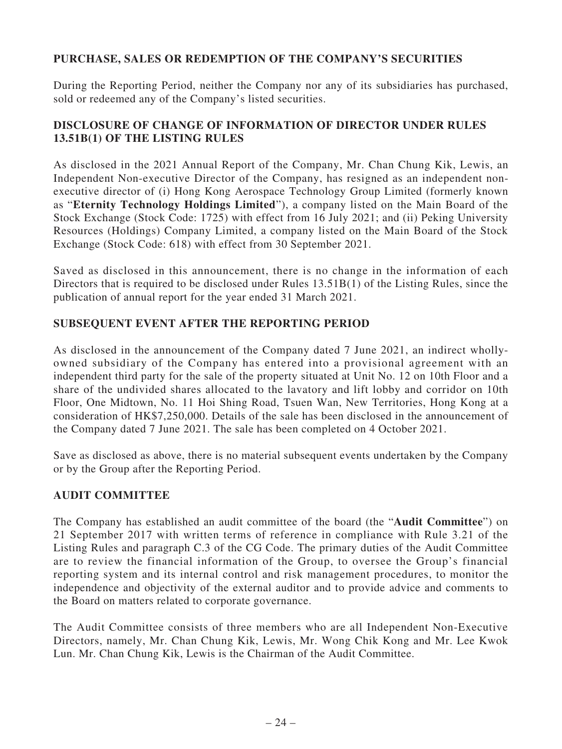## PURCHASE, SALES OR REDEMPTION OF THE COMPANY'S SECURITIES

During the Reporting Period, neither the Company nor any of its subsidiaries has purchased, sold or redeemed any of the Company's listed securities.

## DISCLOSURE OF CHANGE OF INFORMATION OF DIRECTOR UNDER RULES 13.51B(1) OF THE LISTING RULES

As disclosed in the 2021 Annual Report of the Company, Mr. Chan Chung Kik, Lewis, an Independent Non-executive Director of the Company, has resigned as an independent non-executive director of (i) Hong Kong Aerospace Technology Group Limited (formerly known as "**Eternity Technology Holdings Limited**"), a company listed on the Main Board of the Stock Exchange (Stock Code: 1725) with effect from 16 July 2021; and (ii) Peking University Resources (Holdings) Company Limited, a company listed on the Main Board of the Stock Exchange (Stock Code: 618) with effect from 30 September 2021.

Saved as disclosed in this announcement, there is no change in the information of each Directors that is required to be disclosed under Rules 13.51B(1) of the Listing Rules, since the publication of annual report for the year ended 31 March 2021.

## SUBSEQUENT EVENT AFTER THE REPORTING PERIOD

As disclosed in the announcement of the Company dated 7 June 2021, an indirect wholly-owned subsidiary of the Company has entered into a provisional agreement with an independent third party for the sale of the property situated at Unit No. 12 on 10th Floor and a share of the undivided shares allocated to the lavatory and lift lobby and corridor on 10th Floor, One Midtown, No. 11 Hoi Shing Road, Tsuen Wan, New Territories, Hong Kong at a consideration of HK$7,250,000. Details of the sale has been disclosed in the announcement of the Company dated 7 June 2021. The sale has been completed on 4 October 2021.

Save as disclosed as above, there is no material subsequent events undertaken by the Company or by the Group after the Reporting Period.

## AUDIT COMMITTEE

The Company has established an audit committee of the board (the "**Audit Committee**") on 21 September 2017 with written terms of reference in compliance with Rule 3.21 of the Listing Rules and paragraph C.3 of the CG Code. The primary duties of the Audit Committee are to review the financial information of the Group, to oversee the Group's financial reporting system and its internal control and risk management procedures, to monitor the independence and objectivity of the external auditor and to provide advice and comments to the Board on matters related to corporate governance.

The Audit Committee consists of three members who are all Independent Non-Executive Directors, namely, Mr. Chan Chung Kik, Lewis, Mr. Wong Chik Kong and Mr. Lee Kwok Lun. Mr. Chan Chung Kik, Lewis is the Chairman of the Audit Committee.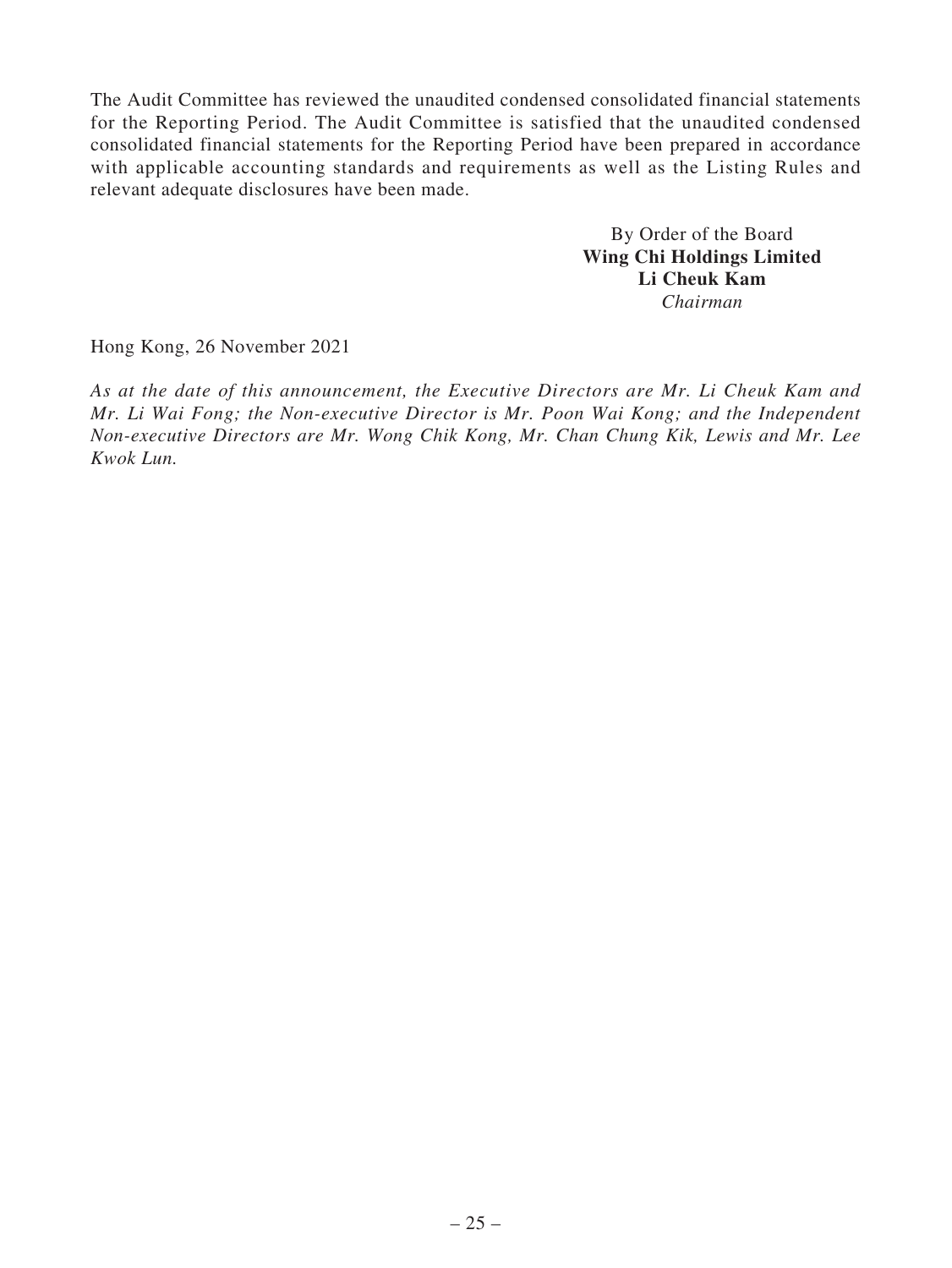The Audit Committee has reviewed the unaudited condensed consolidated financial statements for the Reporting Period. The Audit Committee is satisfied that the unaudited condensed consolidated financial statements for the Reporting Period have been prepared in accordance with applicable accounting standards and requirements as well as the Listing Rules and relevant adequate disclosures have been made.

By Order of the Board
**Wing Chi Holdings Limited**
**Li Cheuk Kam**
*Chairman*

Hong Kong, 26 November 2021

*As at the date of this announcement, the Executive Directors are Mr. Li Cheuk Kam and Mr. Li Wai Fong; the Non-executive Director is Mr. Poon Wai Kong; and the Independent Non-executive Directors are Mr. Wong Chik Kong, Mr. Chan Chung Kik, Lewis and Mr. Lee Kwok Lun.*